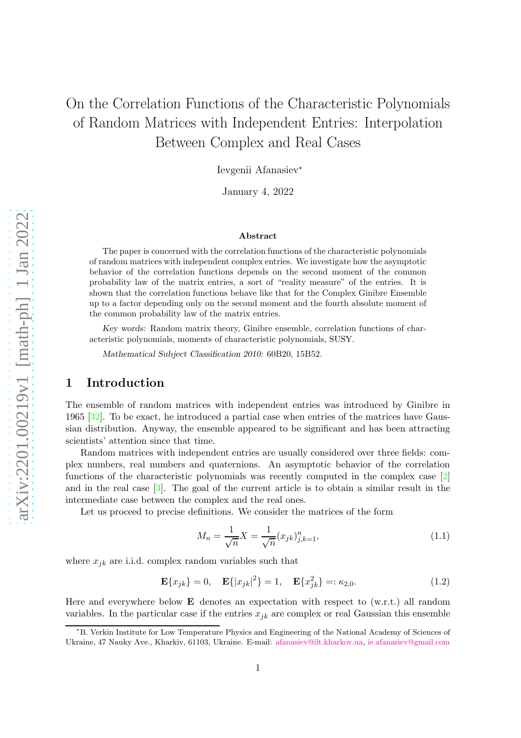# On the Correlation Functions of the Characteristic Polynomials of Random Matrices with Independent Entries: Interpolation Between Complex and Real Cases

Ievgenii Afanasiev*

January 4, 2022

### Abstract

The paper is concerned with the correlation functions of the characteristic polynomials of random matrices with independent complex entries. We investigate how the asymptotic behavior of the correlation functions depends on the second moment of the common probability law of the matrix entries, a sort of "reality measure" of the entries. It is shown that the correlation functions behave like that for the Complex Ginibre Ensemble up to a factor depending only on the second moment and the fourth absolute moment of the common probability law of the matrix entries.

*Key words:* Random matrix theory, Ginibre ensemble, correlation functions of characteristic polynomials, moments of characteristic polynomials, SUSY.

*Mathematical Subject Classification 2010:* 60B20, 15B52.

## 1 Introduction

The ensemble of random matrices with independent entries was introduced by Ginibre in 1965 [32]. To be exact, he introduced a partial case when entries of the matrices have Gaussian distribution. Anyway, the ensemble appeared to be significant and has been attracting scientists' attention since that time.

Random matrices with independent entries are usually considered over three fields: complex numbers, real numbers and quaternions. An asymptotic behavior of the correlation functions of the characteristic polynomials was recently computed in the complex case [2] and in the real case [3]. The goal of the current article is to obtain a similar result in the intermediate case between the complex and the real ones.

Let us proceed to precise definitions. We consider the matrices of the form

$$M_n = \frac{1}{\sqrt{n}} X = \frac{1}{\sqrt{n}} (x_{jk})_{j,k=1}^n, \tag{1.1}$$

where $x_{jk}$ are i.i.d. complex random variables such that

$$\mathbf{E}\{x_{jk}\} = 0, \quad \mathbf{E}\{|x_{jk}|^2\} = 1, \quad \mathbf{E}\{x_{jk}^2\} =: \kappa_{2,0}. \tag{1.2}$$

Here and everywhere below $\mathbf{E}$ denotes an expectation with respect to (w.r.t.) all random variables. In the particular case if the entries $x_{jk}$ are complex or real Gaussian this ensemble

---

*B. Verkin Institute for Low Temperature Physics and Engineering of the National Academy of Sciences of Ukraine, 47 Nauky Ave., Kharkiv, 61103, Ukraine. E-mail: afanasiev@ilt.kharkov.ua, ie.afanasiev@gmail.com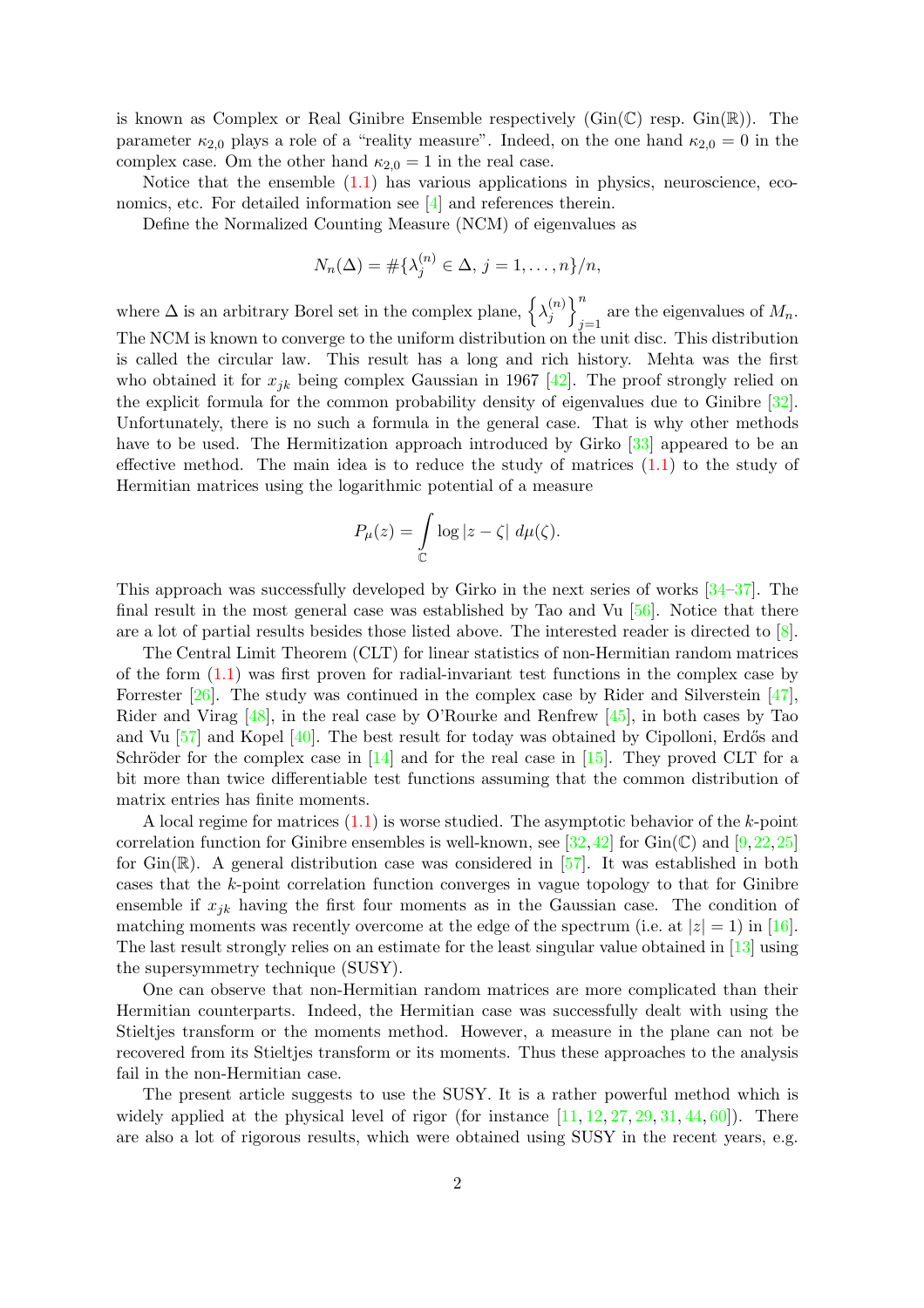is known as Complex or Real Ginibre Ensemble respectively (Gin($\mathbb{C}$) resp. Gin($\mathbb{R}$)). The parameter $\kappa_{2,0}$ plays a role of a "reality measure". Indeed, on the one hand $\kappa_{2,0} = 0$ in the complex case. Om the other hand $\kappa_{2,0} = 1$ in the real case.

Notice that the ensemble (1.1) has various applications in physics, neuroscience, economics, etc. For detailed information see [4] and references therein.

Define the Normalized Counting Measure (NCM) of eigenvalues as

$$N_n(\Delta) = \#\{\lambda_j^{(n)} \in \Delta,\, j = 1, \ldots, n\}/n,$$

where $\Delta$ is an arbitrary Borel set in the complex plane, $\left\{\lambda_j^{(n)}\right\}_{j=1}^n$ are the eigenvalues of $M_n$. The NCM is known to converge to the uniform distribution on the unit disc. This distribution is called the circular law. This result has a long and rich history. Mehta was the first who obtained it for $x_{jk}$ being complex Gaussian in 1967 [42]. The proof strongly relied on the explicit formula for the common probability density of eigenvalues due to Ginibre [32]. Unfortunately, there is no such a formula in the general case. That is why other methods have to be used. The Hermitization approach introduced by Girko [33] appeared to be an effective method. The main idea is to reduce the study of matrices (1.1) to the study of Hermitian matrices using the logarithmic potential of a measure

$$P_\mu(z) = \int_{\mathbb{C}} \log|z - \zeta| \; d\mu(\zeta).$$

This approach was successfully developed by Girko in the next series of works [34–37]. The final result in the most general case was established by Tao and Vu [56]. Notice that there are a lot of partial results besides those listed above. The interested reader is directed to [8].

The Central Limit Theorem (CLT) for linear statistics of non-Hermitian random matrices of the form (1.1) was first proven for radial-invariant test functions in the complex case by Forrester [26]. The study was continued in the complex case by Rider and Silverstein [47], Rider and Virag [48], in the real case by O'Rourke and Renfrew [45], in both cases by Tao and Vu [57] and Kopel [40]. The best result for today was obtained by Cipolloni, Erdős and Schröder for the complex case in [14] and for the real case in [15]. They proved CLT for a bit more than twice differentiable test functions assuming that the common distribution of matrix entries has finite moments.

A local regime for matrices (1.1) is worse studied. The asymptotic behavior of the $k$-point correlation function for Ginibre ensembles is well-known, see [32, 42] for Gin($\mathbb{C}$) and [9, 22, 25] for Gin($\mathbb{R}$). A general distribution case was considered in [57]. It was established in both cases that the $k$-point correlation function converges in vague topology to that for Ginibre ensemble if $x_{jk}$ having the first four moments as in the Gaussian case. The condition of matching moments was recently overcome at the edge of the spectrum (i.e. at $|z| = 1$) in [16]. The last result strongly relies on an estimate for the least singular value obtained in [13] using the supersymmetry technique (SUSY).

One can observe that non-Hermitian random matrices are more complicated than their Hermitian counterparts. Indeed, the Hermitian case was successfully dealt with using the Stieltjes transform or the moments method. However, a measure in the plane can not be recovered from its Stieltjes transform or its moments. Thus these approaches to the analysis fail in the non-Hermitian case.

The present article suggests to use the SUSY. It is a rather powerful method which is widely applied at the physical level of rigor (for instance [11, 12, 27, 29, 31, 44, 60]). There are also a lot of rigorous results, which were obtained using SUSY in the recent years, e.g.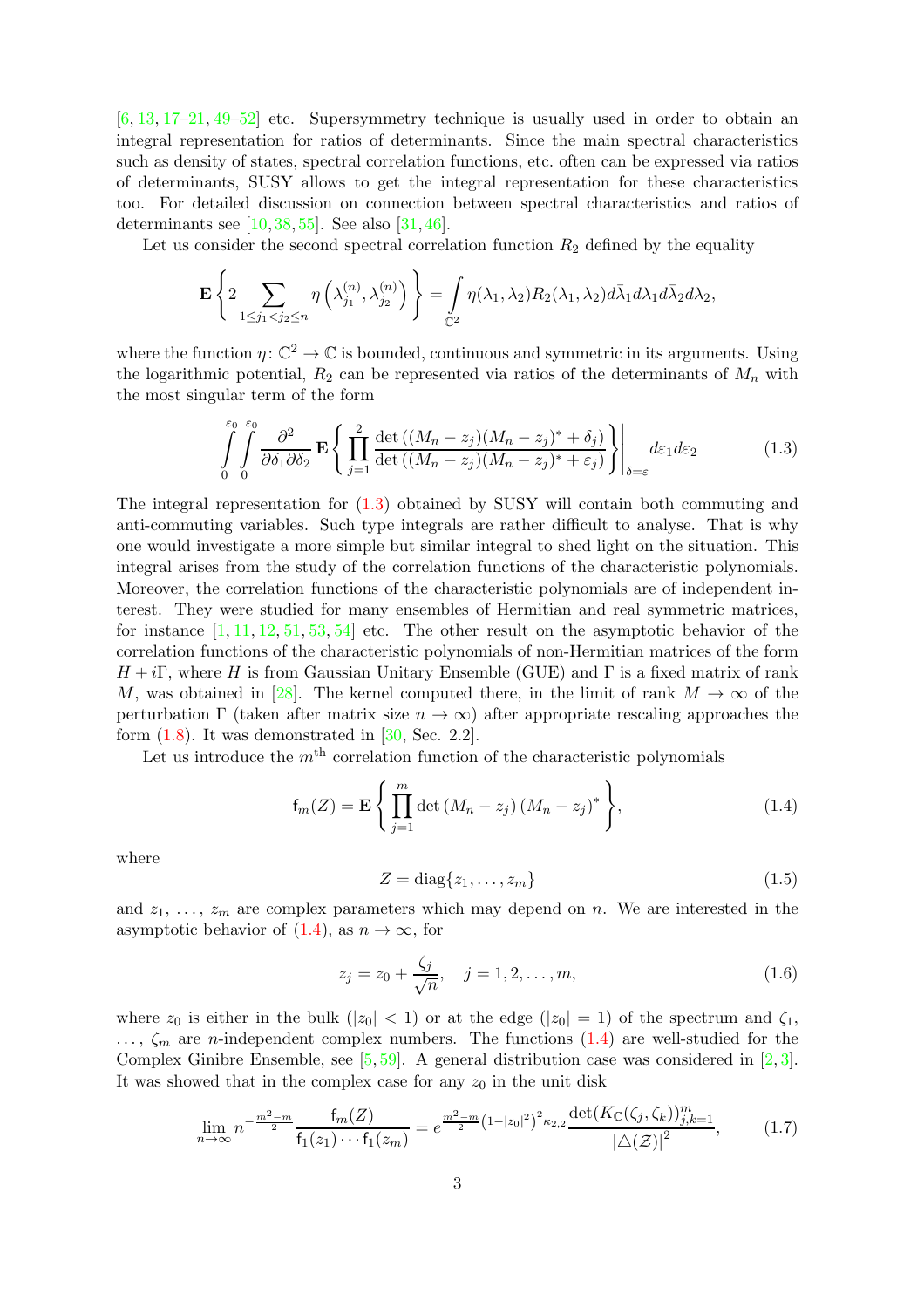[6, 13, 17–21, 49–52] etc. Supersymmetry technique is usually used in order to obtain an integral representation for ratios of determinants. Since the main spectral characteristics such as density of states, spectral correlation functions, etc. often can be expressed via ratios of determinants, SUSY allows to get the integral representation for these characteristics too. For detailed discussion on connection between spectral characteristics and ratios of determinants see [10, 38, 55]. See also [31, 46].

Let us consider the second spectral correlation function $R_2$ defined by the equality

$$\mathbf{E}\left\{2\sum_{1\le j_1<j_2\le n}\eta\left(\lambda_{j_1}^{(n)},\lambda_{j_2}^{(n)}\right)\right\}=\int_{\mathbb{C}^2}\eta(\lambda_1,\lambda_2)R_2(\lambda_1,\lambda_2)d\bar{\lambda}_1d\lambda_1d\bar{\lambda}_2d\lambda_2,$$

where the function $\eta\colon\mathbb{C}^2\to\mathbb{C}$ is bounded, continuous and symmetric in its arguments. Using the logarithmic potential, $R_2$ can be represented via ratios of the determinants of $M_n$ with the most singular term of the form

$$\int_0^{\varepsilon_0}\int_0^{\varepsilon_0}\frac{\partial^2}{\partial\delta_1\partial\delta_2}\mathbf{E}\left\{\prod_{j=1}^{2}\frac{\det\left((M_n-z_j)(M_n-z_j)^*+\delta_j\right)}{\det\left((M_n-z_j)(M_n-z_j)^*+\varepsilon_j\right)}\right\}\Bigg|_{\delta=\varepsilon}d\varepsilon_1d\varepsilon_2 \tag{1.3}$$

The integral representation for (1.3) obtained by SUSY will contain both commuting and anti-commuting variables. Such type integrals are rather difficult to analyse. That is why one would investigate a more simple but similar integral to shed light on the situation. This integral arises from the study of the correlation functions of the characteristic polynomials. Moreover, the correlation functions of the characteristic polynomials are of independent interest. They were studied for many ensembles of Hermitian and real symmetric matrices, for instance [1, 11, 12, 51, 53, 54] etc. The other result on the asymptotic behavior of the correlation functions of the characteristic polynomials of non-Hermitian matrices of the form $H+i\Gamma$, where $H$ is from Gaussian Unitary Ensemble (GUE) and $\Gamma$ is a fixed matrix of rank $M$, was obtained in [28]. The kernel computed there, in the limit of rank $M\to\infty$ of the perturbation $\Gamma$ (taken after matrix size $n\to\infty$) after appropriate rescaling approaches the form (1.8). It was demonstrated in [30, Sec. 2.2].

Let us introduce the $m^{\text{th}}$ correlation function of the characteristic polynomials

$$\mathsf{f}_m(Z)=\mathbf{E}\left\{\prod_{j=1}^{m}\det\left(M_n-z_j\right)\left(M_n-z_j\right)^*\right\}, \tag{1.4}$$

where

$$Z=\operatorname{diag}\{z_1,\ldots,z_m\} \tag{1.5}$$

and $z_1,\ \ldots,\ z_m$ are complex parameters which may depend on $n$. We are interested in the asymptotic behavior of (1.4), as $n\to\infty$, for

$$z_j=z_0+\frac{\zeta_j}{\sqrt{n}},\quad j=1,2,\ldots,m, \tag{1.6}$$

where $z_0$ is either in the bulk ($|z_0|<1$) or at the edge ($|z_0|=1$) of the spectrum and $\zeta_1$, $\ldots$, $\zeta_m$ are $n$-independent complex numbers. The functions (1.4) are well-studied for the Complex Ginibre Ensemble, see [5, 59]. A general distribution case was considered in [2, 3]. It was showed that in the complex case for any $z_0$ in the unit disk

$$\lim_{n\to\infty}n^{-\frac{m^2-m}{2}}\frac{\mathsf{f}_m(Z)}{\mathsf{f}_1(z_1)\cdots\mathsf{f}_1(z_m)}=e^{\frac{m^2-m}{2}\left(1-|z_0|^2\right)^2\kappa_{2,2}}\frac{\det(K_{\mathbb{C}}(\zeta_j,\zeta_k))_{j,k=1}^m}{|\triangle(\mathcal{Z})|^2}, \tag{1.7}$$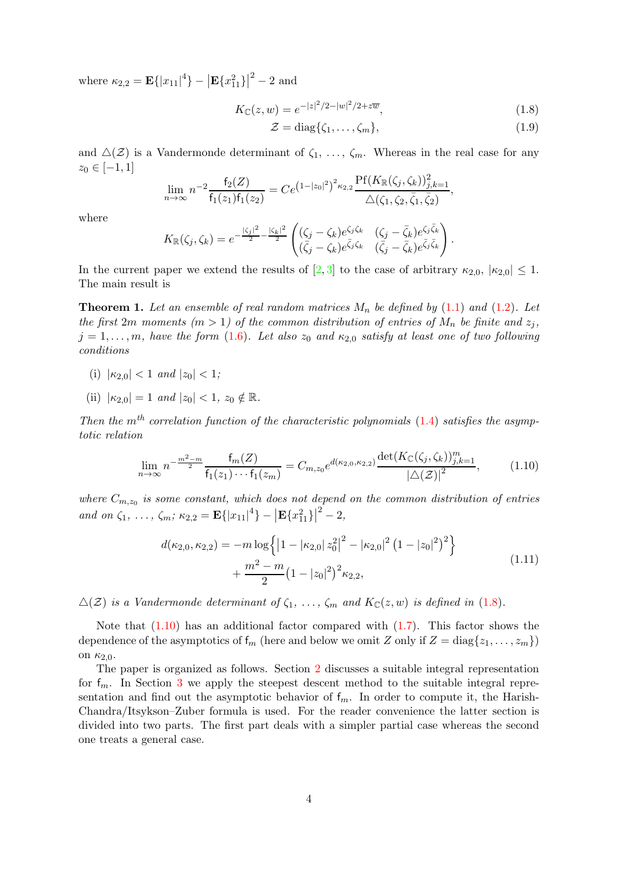where $\kappa_{2,2} = \mathbf{E}\{|x_{11}|^4\} - \left|\mathbf{E}\{x_{11}^2\}\right|^2 - 2$ and

$$K_{\mathbb{C}}(z,w) = e^{-|z|^2/2 - |w|^2/2 + z\overline{w}}, \tag{1.8}$$

$$\mathcal{Z} = \operatorname{diag}\{\zeta_1, \ldots, \zeta_m\}, \tag{1.9}$$

and $\triangle(\mathcal{Z})$ is a Vandermonde determinant of $\zeta_1, \ldots, \zeta_m$. Whereas in the real case for any $z_0 \in [-1,1]$

$$\lim_{n\to\infty} n^{-2} \frac{\mathsf{f}_2(Z)}{\mathsf{f}_1(z_1)\mathsf{f}_1(z_2)} = Ce^{\left(1-|z_0|^2\right)^2 \kappa_{2,2}} \frac{\operatorname{Pf}(K_{\mathbb{R}}(\zeta_j,\zeta_k))_{j,k=1}^2}{\triangle(\zeta_1,\zeta_2,\bar{\zeta}_1,\bar{\zeta}_2)},$$

where

$$K_{\mathbb{R}}(\zeta_j,\zeta_k) = e^{-\frac{|\zeta_j|^2}{2} - \frac{|\zeta_k|^2}{2}} \begin{pmatrix} (\zeta_j - \zeta_k)e^{\zeta_j\zeta_k} & (\zeta_j - \bar{\zeta}_k)e^{\zeta_j\bar{\zeta}_k} \\ (\bar{\zeta}_j - \zeta_k)e^{\bar{\zeta}_j\zeta_k} & (\bar{\zeta}_j - \bar{\zeta}_k)e^{\bar{\zeta}_j\bar{\zeta}_k} \end{pmatrix}.$$

In the current paper we extend the results of [2, 3] to the case of arbitrary $\kappa_{2,0}$, $|\kappa_{2,0}| \le 1$. The main result is

**Theorem 1.** *Let an ensemble of real random matrices $M_n$ be defined by (1.1) and (1.2). Let the first $2m$ moments ($m > 1$) of the common distribution of entries of $M_n$ be finite and $z_j$, $j = 1, \ldots, m$, have the form (1.6). Let also $z_0$ and $\kappa_{2,0}$ satisfy at least one of two following conditions*

- (i) *$|\kappa_{2,0}| < 1$ and $|z_0| < 1$;*
- (ii) *$|\kappa_{2,0}| = 1$ and $|z_0| < 1$, $z_0 \notin \mathbb{R}$.*

*Then the $m^{th}$ correlation function of the characteristic polynomials (1.4) satisfies the asymptotic relation*

$$\lim_{n\to\infty} n^{-\frac{m^2-m}{2}} \frac{\mathsf{f}_m(Z)}{\mathsf{f}_1(z_1)\cdots\mathsf{f}_1(z_m)} = C_{m,z_0} e^{d(\kappa_{2,0},\kappa_{2,2})} \frac{\det(K_{\mathbb{C}}(\zeta_j,\zeta_k))_{j,k=1}^m}{|\triangle(\mathcal{Z})|^2}, \tag{1.10}$$

*where $C_{m,z_0}$ is some constant, which does not depend on the common distribution of entries and on $\zeta_1, \ldots, \zeta_m$; $\kappa_{2,2} = \mathbf{E}\{|x_{11}|^4\} - \left|\mathbf{E}\{x_{11}^2\}\right|^2 - 2$,*

$$\begin{aligned} d(\kappa_{2,0},\kappa_{2,2}) = &-m\log\Big\{\left|1 - |\kappa_{2,0}|\, z_0^2\right|^2 - |\kappa_{2,0}|^2 \left(1 - |z_0|^2\right)^2\Big\} \\ &+ \frac{m^2-m}{2}\left(1 - |z_0|^2\right)^2 \kappa_{2,2}, \end{aligned} \tag{1.11}$$

*$\triangle(\mathcal{Z})$ is a Vandermonde determinant of $\zeta_1, \ldots, \zeta_m$ and $K_{\mathbb{C}}(z,w)$ is defined in (1.8).*

Note that (1.10) has an additional factor compared with (1.7). This factor shows the dependence of the asymptotics of $\mathsf{f}_m$ (here and below we omit $Z$ only if $Z = \operatorname{diag}\{z_1, \ldots, z_m\}$) on $\kappa_{2,0}$.

The paper is organized as follows. Section 2 discusses a suitable integral representation for $\mathsf{f}_m$. In Section 3 we apply the steepest descent method to the suitable integral representation and find out the asymptotic behavior of $\mathsf{f}_m$. In order to compute it, the Harish-Chandra/Itsykson–Zuber formula is used. For the reader convenience the latter section is divided into two parts. The first part deals with a simpler partial case whereas the second one treats a general case.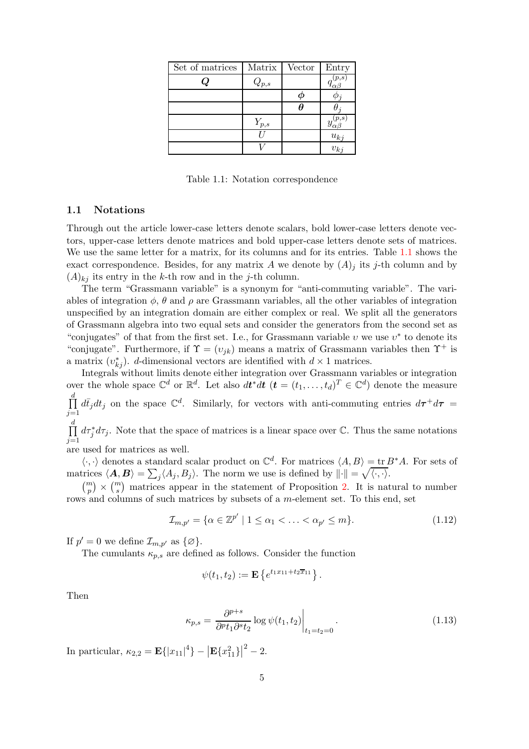| Set of matrices | Matrix | Vector | Entry |
|---|---|---|---|
| $\boldsymbol{Q}$ | $Q_{p,s}$ | | $q_{\alpha\beta}^{(p,s)}$ |
| | | $\boldsymbol{\phi}$ | $\phi_j$ |
| | | $\boldsymbol{\theta}$ | $\theta_j$ |
| | $Y_{p,s}$ | | $y_{\alpha\beta}^{(p,s)}$ |
| | $U$ | | $u_{kj}$ |
| | $V$ | | $v_{kj}$ |

Table 1.1: Notation correspondence

### 1.1 Notations

Through out the article lower-case letters denote scalars, bold lower-case letters denote vectors, upper-case letters denote matrices and bold upper-case letters denote sets of matrices. We use the same letter for a matrix, for its columns and for its entries. Table 1.1 shows the exact correspondence. Besides, for any matrix $A$ we denote by $(A)_j$ its $j$-th column and by $(A)_{kj}$ its entry in the $k$-th row and in the $j$-th column.

The term "Grassmann variable" is a synonym for "anti-commuting variable". The variables of integration $\phi$, $\theta$ and $\rho$ are Grassmann variables, all the other variables of integration unspecified by an integration domain are either complex or real. We split all the generators of Grassmann algebra into two equal sets and consider the generators from the second set as "conjugates" of that from the first set. I.e., for Grassmann variable $\upsilon$ we use $\upsilon^*$ to denote its "conjugate". Furthermore, if $\Upsilon = (\upsilon_{jk})$ means a matrix of Grassmann variables then $\Upsilon^+$ is a matrix $(\upsilon_{kj}^*)$. $d$-dimensional vectors are identified with $d \times 1$ matrices.

Integrals without limits denote either integration over Grassmann variables or integration over the whole space $\mathbb{C}^d$ or $\mathbb{R}^d$. Let also $d\boldsymbol{t}^* d\boldsymbol{t}$ ($\boldsymbol{t} = (t_1, \ldots, t_d)^T \in \mathbb{C}^d$) denote the measure $\prod\limits_{j=1}^{d} d\bar{t}_j dt_j$ on the space $\mathbb{C}^d$. Similarly, for vectors with anti-commuting entries $d\boldsymbol{\tau}^+ d\boldsymbol{\tau} = \prod\limits_{j=1}^{d} d\tau_j^* d\tau_j$. Note that the space of matrices is a linear space over $\mathbb{C}$. Thus the same notations are used for matrices as well.

$\langle \cdot, \cdot \rangle$ denotes a standard scalar product on $\mathbb{C}^d$. For matrices $\langle A, B \rangle = \operatorname{tr} B^* A$. For sets of matrices $\langle \boldsymbol{A}, \boldsymbol{B} \rangle = \sum_j \langle A_j, B_j \rangle$. The norm we use is defined by $\|\cdot\| = \sqrt{\langle \cdot, \cdot \rangle}$.

$\binom{m}{p} \times \binom{m}{s}$ matrices appear in the statement of Proposition 2. It is natural to number rows and columns of such matrices by subsets of a $m$-element set. To this end, set

$$\mathcal{I}_{m,p'} = \{\alpha \in \mathbb{Z}^{p'} \mid 1 \le \alpha_1 < \ldots < \alpha_{p'} \le m\}. \tag{1.12}$$

If $p' = 0$ we define $\mathcal{I}_{m,p'}$ as $\{\varnothing\}$.

The cumulants $\kappa_{p,s}$ are defined as follows. Consider the function

$$\psi(t_1, t_2) := \mathbf{E}\left\{ e^{t_1 x_{11} + t_2 \overline{x}_{11}} \right\}.$$

Then

$$\kappa_{p,s} = \frac{\partial^{p+s}}{\partial^p t_1 \partial^s t_2} \log \psi(t_1, t_2) \Big|_{t_1 = t_2 = 0}. \tag{1.13}$$

In particular, $\kappa_{2,2} = \mathbf{E}\{|x_{11}|^4\} - \left|\mathbf{E}\{x_{11}^2\}\right|^2 - 2$.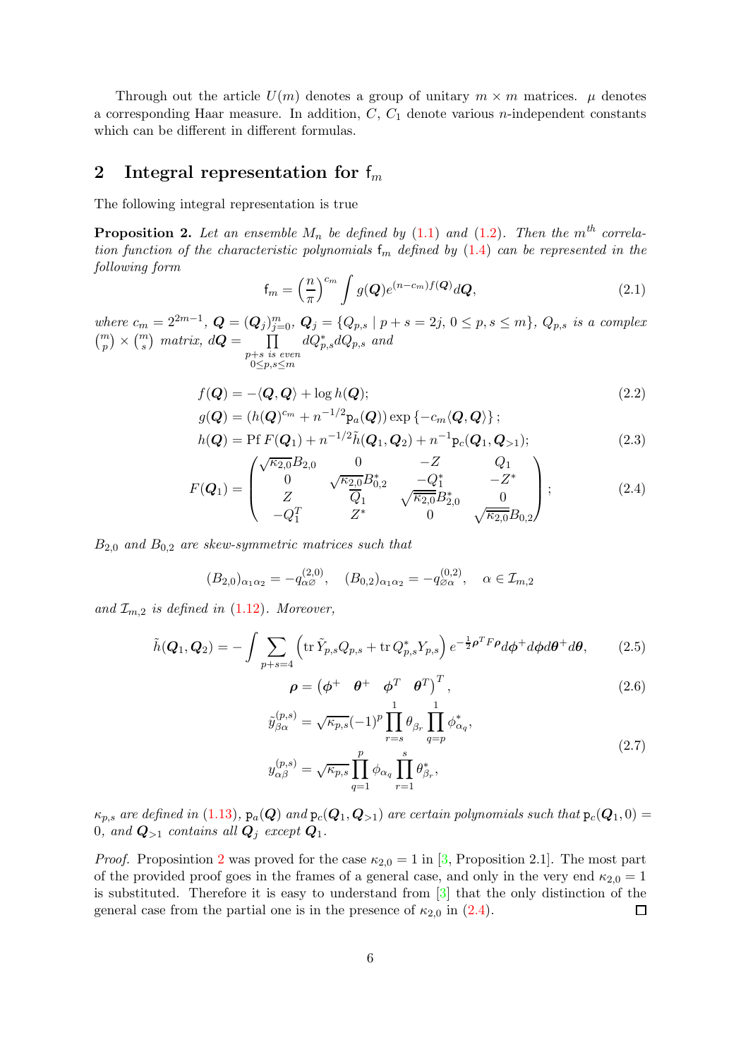Through out the article $U(m)$ denotes a group of unitary $m \times m$ matrices. $\mu$ denotes a corresponding Haar measure. In addition, $C$, $C_1$ denote various $n$-independent constants which can be different in different formulas.

## 2 Integral representation for $\mathsf{f}_m$

The following integral representation is true

**Proposition 2.** *Let an ensemble $M_n$ be defined by (1.1) and (1.2). Then the $m^{th}$ correlation function of the characteristic polynomials $\mathsf{f}_m$ defined by (1.4) can be represented in the following form*

$$\mathsf{f}_m = \left(\frac{n}{\pi}\right)^{c_m} \int g(\boldsymbol{Q}) e^{(n-c_m)f(\boldsymbol{Q})} d\boldsymbol{Q}, \tag{2.1}$$

*where $c_m = 2^{2m-1}$, $\boldsymbol{Q} = (\boldsymbol{Q}_j)_{j=0}^m$, $\boldsymbol{Q}_j = \{Q_{p,s} \mid p+s = 2j,\ 0 \le p, s \le m\}$, $Q_{p,s}$ is a complex $\binom{m}{p} \times \binom{m}{s}$ matrix, $d\boldsymbol{Q} = \prod\limits_{\substack{p+s \text{ is even} \\ 0\le p,s\le m}} dQ^*_{p,s} dQ_{p,s}$ and*

$$f(\boldsymbol{Q}) = -\langle \boldsymbol{Q}, \boldsymbol{Q}\rangle + \log h(\boldsymbol{Q}); \tag{2.2}$$

$$g(\boldsymbol{Q}) = \left(h(\boldsymbol{Q})^{c_m} + n^{-1/2}\mathsf{p}_a(\boldsymbol{Q})\right) \exp\left\{-c_m\langle \boldsymbol{Q}, \boldsymbol{Q}\rangle\right\};$$

$$h(\boldsymbol{Q}) = \operatorname{Pf} F(\boldsymbol{Q}_1) + n^{-1/2}\tilde{h}(\boldsymbol{Q}_1, \boldsymbol{Q}_2) + n^{-1}\mathsf{p}_c(\boldsymbol{Q}_1, \boldsymbol{Q}_{>1}); \tag{2.3}$$

$$F(\boldsymbol{Q}_1) = \begin{pmatrix} \sqrt{\kappa_{2,0}}B_{2,0} & 0 & -Z & Q_1 \\ 0 & \sqrt{\kappa_{2,0}}B^*_{0,2} & -Q_1^* & -Z^* \\ Z & \overline{Q}_1 & \sqrt{\overline{\kappa_{2,0}}}B^*_{2,0} & 0 \\ -Q_1^T & Z^* & 0 & \sqrt{\overline{\kappa_{2,0}}}B_{0,2} \end{pmatrix}; \tag{2.4}$$

*$B_{2,0}$ and $B_{0,2}$ are skew-symmetric matrices such that*

$$(B_{2,0})_{\alpha_1\alpha_2} = -q^{(2,0)}_{\alpha\varnothing}, \quad (B_{0,2})_{\alpha_1\alpha_2} = -q^{(0,2)}_{\varnothing\alpha}, \quad \alpha \in \mathcal{I}_{m,2}$$

*and $\mathcal{I}_{m,2}$ is defined in (1.12). Moreover,*

$$\tilde{h}(\boldsymbol{Q}_1, \boldsymbol{Q}_2) = -\int \sum_{p+s=4} \left(\operatorname{tr} \tilde{Y}_{p,s} Q_{p,s} + \operatorname{tr} Q^*_{p,s} Y_{p,s}\right) e^{-\frac{1}{2}\boldsymbol{\rho}^T F \boldsymbol{\rho}} d\boldsymbol{\phi}^+ d\boldsymbol{\phi} d\boldsymbol{\theta}^+ d\boldsymbol{\theta}, \tag{2.5}$$

$$\boldsymbol{\rho} = \begin{pmatrix} \boldsymbol{\phi}^+ & \boldsymbol{\theta}^+ & \boldsymbol{\phi}^T & \boldsymbol{\theta}^T \end{pmatrix}^T, \tag{2.6}$$

$$\begin{aligned} \tilde{y}^{(p,s)}_{\beta\alpha} &= \sqrt{\kappa_{p,s}}(-1)^p \prod_{r=s}^{1} \theta_{\beta_r} \prod_{q=p}^{1} \phi^*_{\alpha_q}, \\ y^{(p,s)}_{\alpha\beta} &= \sqrt{\kappa_{p,s}} \prod_{q=1}^{p} \phi_{\alpha_q} \prod_{r=1}^{s} \theta^*_{\beta_r}, \end{aligned} \tag{2.7}$$

*$\kappa_{p,s}$ are defined in (1.13), $\mathsf{p}_a(\boldsymbol{Q})$ and $\mathsf{p}_c(\boldsymbol{Q}_1, \boldsymbol{Q}_{>1})$ are certain polynomials such that $\mathsf{p}_c(\boldsymbol{Q}_1, 0) = 0$, and $\boldsymbol{Q}_{>1}$ contains all $\boldsymbol{Q}_j$ except $\boldsymbol{Q}_1$.*

*Proof.* Proposintion 2 was proved for the case $\kappa_{2,0} = 1$ in [3, Proposition 2.1]. The most part of the provided proof goes in the frames of a general case, and only in the very end $\kappa_{2,0} = 1$ is substituted. Therefore it is easy to understand from [3] that the only distinction of the general case from the partial one is in the presence of $\kappa_{2,0}$ in (2.4). □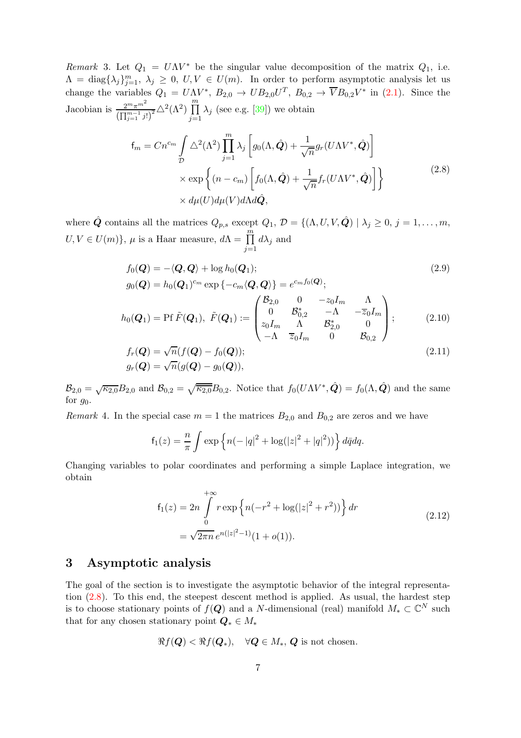*Remark* 3. Let $Q_1 = U\Lambda V^*$ be the singular value decomposition of the matrix $Q_1$, i.e. $\Lambda = \operatorname{diag}\{\lambda_j\}_{j=1}^m$, $\lambda_j \geq 0$, $U, V \in U(m)$. In order to perform asymptotic analysis let us change the variables $Q_1 = U\Lambda V^*$, $B_{2,0} \to UB_{2,0}U^T$, $B_{0,2} \to \overline{V}B_{0,2}V^*$ in (2.1). Since the Jacobian is $\frac{2^m \pi^{m^2}}{\left(\prod_{j=1}^{m-1} j!\right)^2} \triangle^2(\Lambda^2) \prod\limits_{j=1}^m \lambda_j$ (see e.g. [39]) we obtain

$$
\begin{aligned}
\mathsf{f}_m = Cn^{c_m} \int\limits_{\mathcal{D}} \triangle^2(\Lambda^2) \prod_{j=1}^m \lambda_j \left[ g_0(\Lambda, \hat{\boldsymbol{Q}}) + \frac{1}{\sqrt{n}} g_r(U\Lambda V^*, \hat{\boldsymbol{Q}}) \right] \\
\times \exp\left\{ (n - c_m) \left[ f_0(\Lambda, \hat{\boldsymbol{Q}}) + \frac{1}{\sqrt{n}} f_r(U\Lambda V^*, \hat{\boldsymbol{Q}}) \right] \right\} \\
\times \, d\mu(U) d\mu(V) d\Lambda d\hat{\boldsymbol{Q}},
\end{aligned}
\tag{2.8}
$$

where $\hat{\boldsymbol{Q}}$ contains all the matrices $Q_{p,s}$ except $Q_1$, $\mathcal{D} = \{(\Lambda, U, V, \hat{\boldsymbol{Q}}) \mid \lambda_j \geq 0,\ j = 1, \ldots, m,\ U, V \in U(m)\}$, $\mu$ is a Haar measure, $d\Lambda = \prod\limits_{j=1}^m d\lambda_j$ and

$$
\begin{aligned}
f_0(\boldsymbol{Q}) &= -\langle \boldsymbol{Q}, \boldsymbol{Q} \rangle + \log h_0(\boldsymbol{Q}_1); \\
g_0(\boldsymbol{Q}) &= h_0(\boldsymbol{Q}_1)^{c_m} \exp\left\{ -c_m \langle \boldsymbol{Q}, \boldsymbol{Q} \rangle \right\} = e^{c_m f_0(\boldsymbol{Q})};
\end{aligned}
\tag{2.9}
$$

$$
h_0(\boldsymbol{Q}_1) = \operatorname{Pf} \tilde{F}(\boldsymbol{Q}_1),\ \tilde{F}(\boldsymbol{Q}_1) := \begin{pmatrix} \mathcal{B}_{2,0} & 0 & -z_0 I_m & \Lambda \\ 0 & \mathcal{B}_{0,2}^* & -\Lambda & -\overline{z}_0 I_m \\ z_0 I_m & \Lambda & \mathcal{B}_{2,0}^* & 0 \\ -\Lambda & \overline{z}_0 I_m & 0 & \mathcal{B}_{0,2} \end{pmatrix};
\tag{2.10}
$$

$$
\begin{aligned}
f_r(\boldsymbol{Q}) &= \sqrt{n}(f(\boldsymbol{Q}) - f_0(\boldsymbol{Q})); \\
g_r(\boldsymbol{Q}) &= \sqrt{n}(g(\boldsymbol{Q}) - g_0(\boldsymbol{Q})),
\end{aligned}
\tag{2.11}
$$

$\mathcal{B}_{2,0} = \sqrt{\kappa_{2,0}} B_{2,0}$ and $\mathcal{B}_{0,2} = \sqrt{\overline{\kappa_{2,0}}} B_{0,2}$. Notice that $f_0(U\Lambda V^*, \hat{\boldsymbol{Q}}) = f_0(\Lambda, \hat{\boldsymbol{Q}})$ and the same for $g_0$.

*Remark* 4. In the special case $m = 1$ the matrices $B_{2,0}$ and $B_{0,2}$ are zeros and we have

$$
\mathsf{f}_1(z) = \frac{n}{\pi} \int \exp\left\{ n(-|q|^2 + \log(|z|^2 + |q|^2)) \right\} d\bar{q} dq.
$$

Changing variables to polar coordinates and performing a simple Laplace integration, we obtain

$$
\begin{aligned}
\mathsf{f}_1(z) &= 2n \int\limits_0^{+\infty} r \exp\left\{ n(-r^2 + \log(|z|^2 + r^2)) \right\} dr \\
&= \sqrt{2\pi n}\, e^{n(|z|^2 - 1)}(1 + o(1)).
\end{aligned}
\tag{2.12}
$$

# 3 Asymptotic analysis

The goal of the section is to investigate the asymptotic behavior of the integral representation (2.8). To this end, the steepest descent method is applied. As usual, the hardest step is to choose stationary points of $f(\boldsymbol{Q})$ and a $N$-dimensional (real) manifold $M_* \subset \mathbb{C}^N$ such that for any chosen stationary point $\boldsymbol{Q}_* \in M_*$

$$
\Re f(\boldsymbol{Q}) < \Re f(\boldsymbol{Q}_*), \quad \forall \boldsymbol{Q} \in M_*,\ \boldsymbol{Q} \text{ is not chosen.}
$$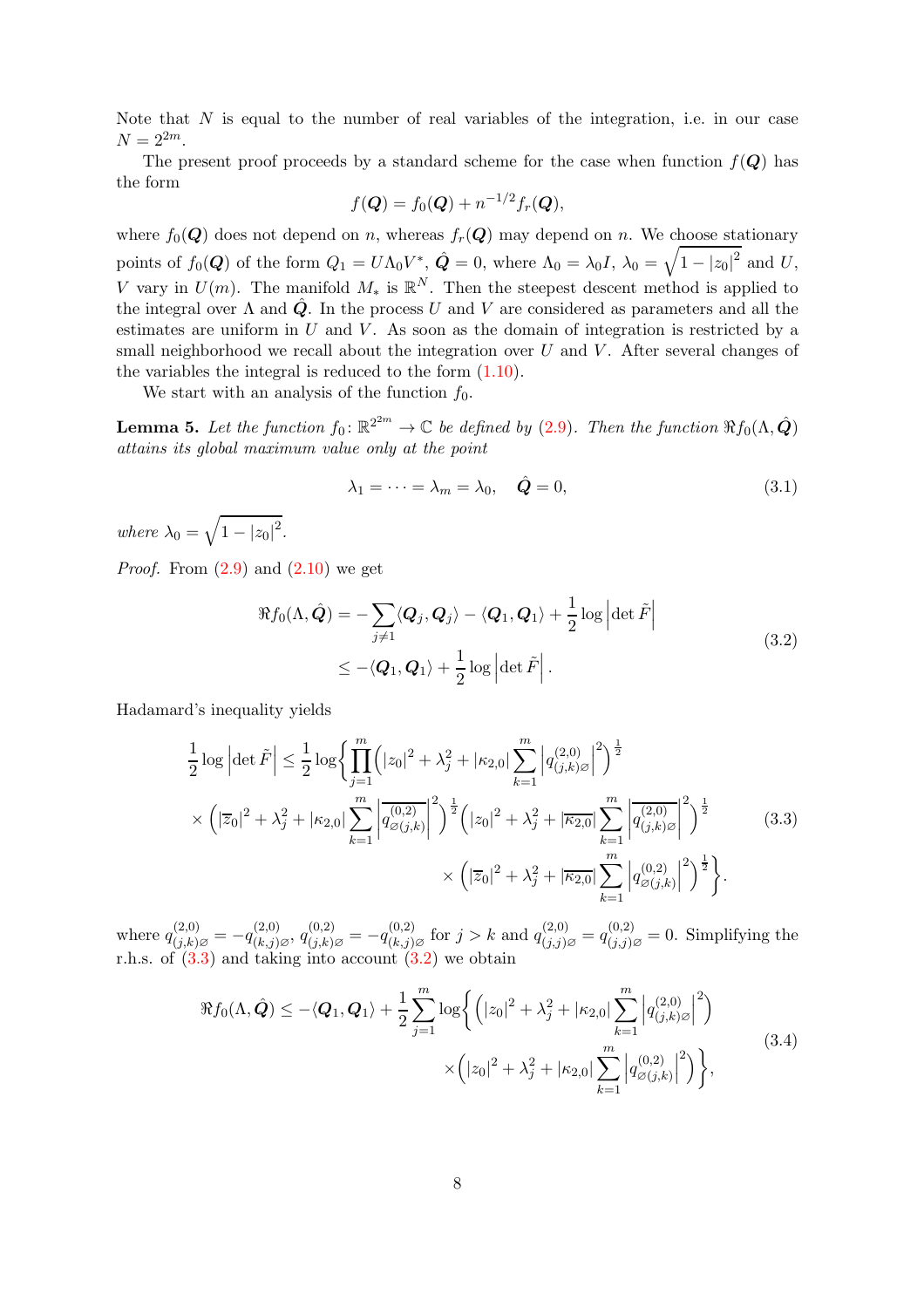Note that $N$ is equal to the number of real variables of the integration, i.e. in our case $N = 2^{2m}$.

The present proof proceeds by a standard scheme for the case when function $f(\boldsymbol{Q})$ has the form

$$f(\boldsymbol{Q}) = f_0(\boldsymbol{Q}) + n^{-1/2} f_r(\boldsymbol{Q}),$$

where $f_0(\boldsymbol{Q})$ does not depend on $n$, whereas $f_r(\boldsymbol{Q})$ may depend on $n$. We choose stationary points of $f_0(\boldsymbol{Q})$ of the form $Q_1 = U\Lambda_0 V^*$, $\hat{\boldsymbol{Q}} = 0$, where $\Lambda_0 = \lambda_0 I$, $\lambda_0 = \sqrt{1 - |z_0|^2}$ and $U$, $V$ vary in $U(m)$. The manifold $M_*$ is $\mathbb{R}^N$. Then the steepest descent method is applied to the integral over $\Lambda$ and $\hat{\boldsymbol{Q}}$. In the process $U$ and $V$ are considered as parameters and all the estimates are uniform in $U$ and $V$. As soon as the domain of integration is restricted by a small neighborhood we recall about the integration over $U$ and $V$. After several changes of the variables the integral is reduced to the form (1.10).

We start with an analysis of the function $f_0$.

**Lemma 5.** *Let the function $f_0\colon \mathbb{R}^{2^{2m}} \to \mathbb{C}$ be defined by (2.9). Then the function $\Re f_0(\Lambda, \hat{\boldsymbol{Q}})$ attains its global maximum value only at the point*

$$\lambda_1 = \dots = \lambda_m = \lambda_0, \quad \hat{\boldsymbol{Q}} = 0, \tag{3.1}$$

*where $\lambda_0 = \sqrt{1 - |z_0|^2}$.*

*Proof.* From (2.9) and (2.10) we get

$$\begin{aligned}
\Re f_0(\Lambda, \hat{\boldsymbol{Q}}) &= -\sum_{j \neq 1} \langle \boldsymbol{Q}_j, \boldsymbol{Q}_j \rangle - \langle \boldsymbol{Q}_1, \boldsymbol{Q}_1 \rangle + \frac{1}{2} \log \left| \det \tilde{F} \right| \\
&\le -\langle \boldsymbol{Q}_1, \boldsymbol{Q}_1 \rangle + \frac{1}{2} \log \left| \det \tilde{F} \right|.
\end{aligned} \tag{3.2}$$

Hadamard's inequality yields

$$\begin{aligned}
\frac{1}{2} \log \left| \det \tilde{F} \right| \le \frac{1}{2} \log \Bigg\{ \prod_{j=1}^{m} \Big( |z_0|^2 + \lambda_j^2 + |\kappa_{2,0}| \sum_{k=1}^{m} \left| q_{(j,k)\varnothing}^{(2,0)} \right|^2 \Big)^{\frac{1}{2}} \\
\times \Big( |\overline{z}_0|^2 + \lambda_j^2 + |\kappa_{2,0}| \sum_{k=1}^{m} \left| \overline{q_{\varnothing(j,k)}^{(0,2)}} \right|^2 \Big)^{\frac{1}{2}} \Big( |z_0|^2 + \lambda_j^2 + |\overline{\kappa_{2,0}}| \sum_{k=1}^{m} \left| \overline{q_{(j,k)\varnothing}^{(2,0)}} \right|^2 \Big)^{\frac{1}{2}} \\
\times \Big( |\overline{z}_0|^2 + \lambda_j^2 + |\overline{\kappa_{2,0}}| \sum_{k=1}^{m} \left| q_{\varnothing(j,k)}^{(0,2)} \right|^2 \Big)^{\frac{1}{2}} \Bigg\}.
\end{aligned} \tag{3.3}$$

where $q_{(j,k)\varnothing}^{(2,0)} = -q_{(k,j)\varnothing}^{(2,0)}$, $q_{(j,k)\varnothing}^{(0,2)} = -q_{(k,j)\varnothing}^{(0,2)}$ for $j > k$ and $q_{(j,j)\varnothing}^{(2,0)} = q_{(j,j)\varnothing}^{(0,2)} = 0$. Simplifying the r.h.s. of (3.3) and taking into account (3.2) we obtain

$$\begin{aligned}
\Re f_0(\Lambda, \hat{\boldsymbol{Q}}) \le -\langle \boldsymbol{Q}_1, \boldsymbol{Q}_1 \rangle + \frac{1}{2} \sum_{j=1}^{m} \log \Bigg\{ \Big( |z_0|^2 + \lambda_j^2 + |\kappa_{2,0}| \sum_{k=1}^{m} \left| q_{(j,k)\varnothing}^{(2,0)} \right|^2 \Big) \\
\times \Big( |z_0|^2 + \lambda_j^2 + |\kappa_{2,0}| \sum_{k=1}^{m} \left| q_{\varnothing(j,k)}^{(0,2)} \right|^2 \Big) \Bigg\},
\end{aligned} \tag{3.4}$$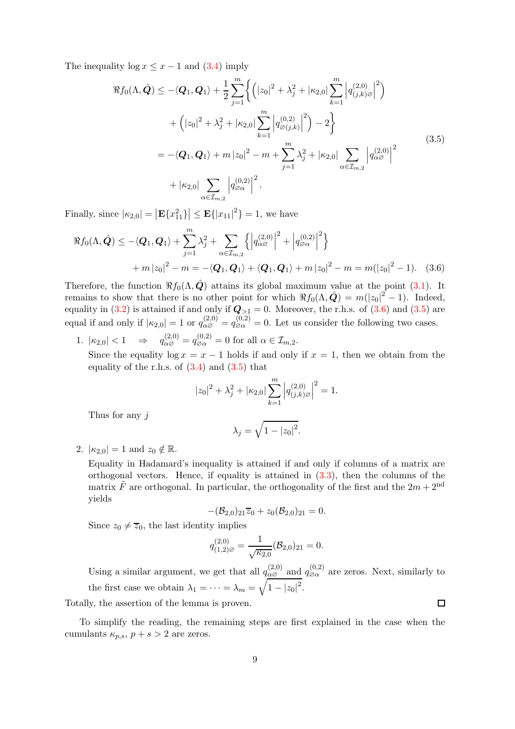The inequality $\log x \le x - 1$ and (3.4) imply

$$
\begin{aligned}
\Re f_0(\Lambda, \hat{\boldsymbol{Q}}) &\le -\langle \boldsymbol{Q}_1, \boldsymbol{Q}_1 \rangle + \frac{1}{2} \sum_{j=1}^{m} \Big\{ \Big( |z_0|^2 + \lambda_j^2 + |\kappa_{2,0}| \sum_{k=1}^{m} \Big| q^{(2,0)}_{(j,k)\varnothing} \Big|^2 \Big) \\
&\quad + \Big( |z_0|^2 + \lambda_j^2 + |\kappa_{2,0}| \sum_{k=1}^{m} \Big| q^{(0,2)}_{\varnothing (j,k)} \Big|^2 \Big) - 2 \Big\} \\
&= -\langle \boldsymbol{Q}_1, \boldsymbol{Q}_1 \rangle + m\, |z_0|^2 - m + \sum_{j=1}^{m} \lambda_j^2 + |\kappa_{2,0}| \sum_{\alpha \in \mathcal{I}_{m,2}} \Big| q^{(2,0)}_{\alpha\varnothing} \Big|^2 \\
&\quad + |\kappa_{2,0}| \sum_{\alpha \in \mathcal{I}_{m,2}} \Big| q^{(0,2)}_{\varnothing\alpha} \Big|^2 .
\end{aligned}
\tag{3.5}
$$

Finally, since $|\kappa_{2,0}| = \big| \mathbf{E}\{x_{11}^2\} \big| \le \mathbf{E}\{|x_{11}|^2\} = 1$, we have

$$
\begin{aligned}
\Re f_0(\Lambda, \hat{\boldsymbol{Q}}) &\le -\langle \boldsymbol{Q}_1, \boldsymbol{Q}_1 \rangle + \sum_{j=1}^{m} \lambda_j^2 + \sum_{\alpha \in \mathcal{I}_{m,2}} \Big\{ \Big| q^{(2,0)}_{\alpha\varnothing} \Big|^2 + \Big| q^{(0,2)}_{\varnothing\alpha} \Big|^2 \Big\} \\
&\quad + m\, |z_0|^2 - m = -\langle \boldsymbol{Q}_1, \boldsymbol{Q}_1 \rangle + \langle \boldsymbol{Q}_1, \boldsymbol{Q}_1 \rangle + m\, |z_0|^2 - m = m(|z_0|^2 - 1).
\end{aligned}
\tag{3.6}
$$

Therefore, the function $\Re f_0(\Lambda, \hat{\boldsymbol{Q}})$ attains its global maximum value at the point (3.1). It remains to show that there is no other point for which $\Re f_0(\Lambda, \hat{\boldsymbol{Q}}) = m(|z_0|^2 - 1)$. Indeed, equality in (3.2) is attained if and only if $\boldsymbol{Q}_{>1} = 0$. Moreover, the r.h.s. of (3.6) and (3.5) are equal if and only if $|\kappa_{2,0}| = 1$ or $q^{(2,0)}_{\alpha\varnothing} = q^{(0,2)}_{\varnothing\alpha} = 0$. Let us consider the following two cases.

1. $|\kappa_{2,0}| < 1 \quad \Rightarrow \quad q^{(2,0)}_{\alpha\varnothing} = q^{(0,2)}_{\varnothing\alpha} = 0$ for all $\alpha \in \mathcal{I}_{m,2}$.

   Since the equality $\log x = x - 1$ holds if and only if $x = 1$, then we obtain from the equality of the r.h.s. of (3.4) and (3.5) that

   $$
   |z_0|^2 + \lambda_j^2 + |\kappa_{2,0}| \sum_{k=1}^{m} \Big| q^{(2,0)}_{(j,k)\varnothing} \Big|^2 = 1.
   $$

   Thus for any $j$

   $$
   \lambda_j = \sqrt{1 - |z_0|^2}.
   $$

2. $|\kappa_{2,0}| = 1$ and $z_0 \notin \mathbb{R}$.

   Equality in Hadamard's inequality is attained if and only if columns of a matrix are orthogonal vectors. Hence, if equality is attained in (3.3), then the columns of the matrix $\tilde{F}$ are orthogonal. In particular, the orthogonality of the first and the $2m+2^{\text{nd}}$ yields

   $$
   -(\mathcal{B}_{2,0})_{21} \overline{z}_0 + z_0 (\mathcal{B}_{2,0})_{21} = 0.
   $$

   Since $z_0 \ne \overline{z}_0$, the last identity implies

   $$
   q^{(2,0)}_{(1,2)\varnothing} = \frac{1}{\sqrt{\kappa_{2,0}}} (\mathcal{B}_{2,0})_{21} = 0.
   $$

   Using a similar argument, we get that all $q^{(2,0)}_{\alpha\varnothing}$ and $q^{(0,2)}_{\varnothing\alpha}$ are zeros. Next, similarly to the first case we obtain $\lambda_1 = \dots = \lambda_m = \sqrt{1 - |z_0|^2}$.

Totally, the assertion of the lemma is proven. □

To simplify the reading, the remaining steps are first explained in the case when the cumulants $\kappa_{p,s}$, $p + s > 2$ are zeros.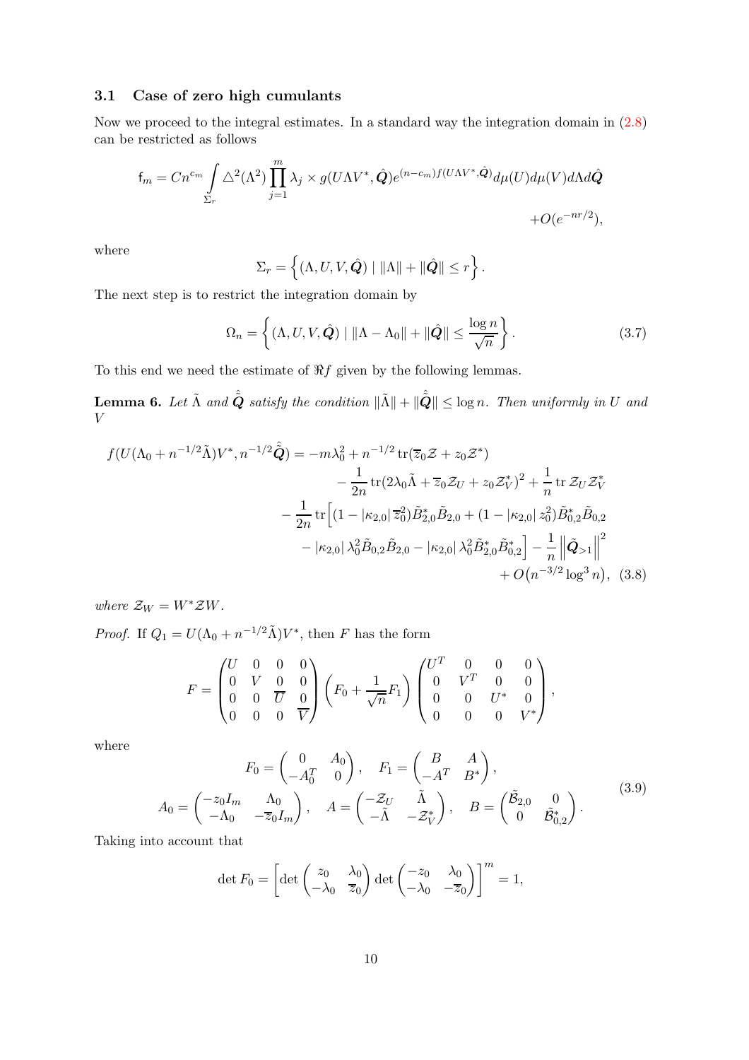### 3.1 Case of zero high cumulants

Now we proceed to the integral estimates. In a standard way the integration domain in (2.8) can be restricted as follows

$$\mathsf{f}_m = Cn^{c_m}\int\limits_{\Sigma_r} \triangle^2(\Lambda^2)\prod_{j=1}^m \lambda_j \times g(U\Lambda V^*,\hat{\boldsymbol{Q}})e^{(n-c_m)f(U\Lambda V^*,\hat{\boldsymbol{Q}})}d\mu(U)d\mu(V)d\Lambda d\hat{\boldsymbol{Q}} \\ +O(e^{-nr/2}),$$

where

$$\Sigma_r = \left\{(\Lambda, U, V, \hat{\boldsymbol{Q}}) \mid \|\Lambda\| + \|\hat{\boldsymbol{Q}}\| \le r\right\}.$$

The next step is to restrict the integration domain by

$$\Omega_n = \left\{(\Lambda, U, V, \hat{\boldsymbol{Q}}) \mid \|\Lambda - \Lambda_0\| + \|\hat{\boldsymbol{Q}}\| \le \frac{\log n}{\sqrt{n}}\right\}. \tag{3.7}$$

To this end we need the estimate of $\Re f$ given by the following lemmas.

**Lemma 6.** *Let $\tilde{\Lambda}$ and $\hat{\tilde{\boldsymbol{Q}}}$ satisfy the condition $\|\tilde{\Lambda}\| + \|\hat{\tilde{\boldsymbol{Q}}}\| \le \log n$. Then uniformly in $U$ and $V$*

$$\begin{aligned} f(U(\Lambda_0 + n^{-1/2}\tilde{\Lambda})V^*, n^{-1/2}\hat{\tilde{\boldsymbol{Q}}}) = &-m\lambda_0^2 + n^{-1/2}\operatorname{tr}(\overline{z}_0\mathcal{Z} + z_0\mathcal{Z}^*) \\ &- \frac{1}{2n}\operatorname{tr}(2\lambda_0\tilde{\Lambda} + \overline{z}_0\mathcal{Z}_U + z_0\mathcal{Z}_V^*)^2 + \frac{1}{n}\operatorname{tr}\mathcal{Z}_U\mathcal{Z}_V^* \\ &- \frac{1}{2n}\operatorname{tr}\Big[(1-|\kappa_{2,0}|\,\overline{z}_0^2)\tilde{B}_{2,0}^*\tilde{B}_{2,0} + (1-|\kappa_{2,0}|\,z_0^2)\tilde{B}_{0,2}^*\tilde{B}_{0,2} \\ &- |\kappa_{2,0}|\,\lambda_0^2\tilde{B}_{0,2}\tilde{B}_{2,0} - |\kappa_{2,0}|\,\lambda_0^2\tilde{B}_{2,0}^*\tilde{B}_{0,2}^*\Big] - \frac{1}{n}\left\|\tilde{\boldsymbol{Q}}_{>1}\right\|^2 \\ &+ O\big(n^{-3/2}\log^3 n\big), \end{aligned} \tag{3.8}$$

*where $\mathcal{Z}_W = W^*\mathcal{Z}W$.*

*Proof.* If $Q_1 = U(\Lambda_0 + n^{-1/2}\tilde{\Lambda})V^*$, then $F$ has the form

$$F = \begin{pmatrix} U & 0 & 0 & 0\\ 0 & V & 0 & 0\\ 0 & 0 & \overline{U} & 0\\ 0 & 0 & 0 & \overline{V}\end{pmatrix}\left(F_0 + \frac{1}{\sqrt{n}}F_1\right)\begin{pmatrix} U^T & 0 & 0 & 0\\ 0 & V^T & 0 & 0\\ 0 & 0 & U^* & 0\\ 0 & 0 & 0 & V^*\end{pmatrix},$$

where

$$\begin{aligned} F_0 &= \begin{pmatrix} 0 & A_0\\ -A_0^T & 0\end{pmatrix}, \quad F_1 = \begin{pmatrix} B & A\\ -A^T & B^*\end{pmatrix},\\ A_0 &= \begin{pmatrix} -z_0 I_m & \Lambda_0\\ -\Lambda_0 & -\overline{z}_0 I_m\end{pmatrix}, \quad A = \begin{pmatrix} -\mathcal{Z}_U & \tilde{\Lambda}\\ -\tilde{\Lambda} & -\mathcal{Z}_V^*\end{pmatrix}, \quad B = \begin{pmatrix} \tilde{\mathcal{B}}_{2,0} & 0\\ 0 & \tilde{\mathcal{B}}_{0,2}^*\end{pmatrix}. \end{aligned} \tag{3.9}$$

Taking into account that

$$\det F_0 = \left[\det\begin{pmatrix} z_0 & \lambda_0\\ -\lambda_0 & \overline{z}_0\end{pmatrix}\det\begin{pmatrix} -z_0 & \lambda_0\\ -\lambda_0 & -\overline{z}_0\end{pmatrix}\right]^m = 1,$$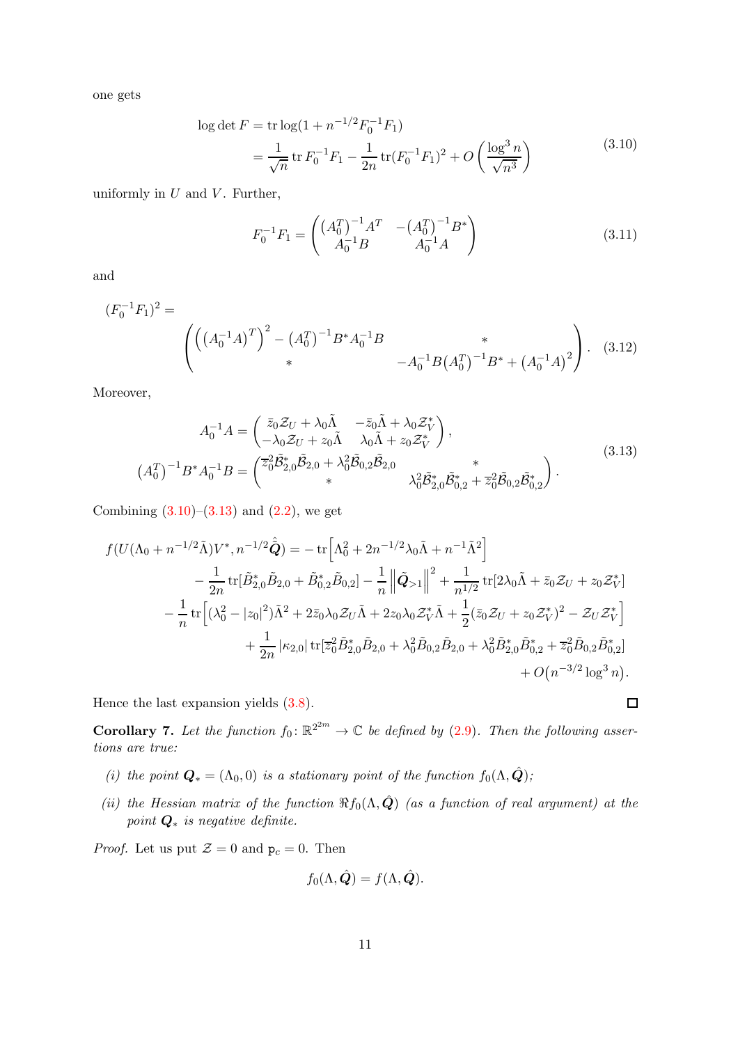one gets

$$
\begin{aligned}
\log\det F &= \operatorname{tr}\log(1+n^{-1/2}F_0^{-1}F_1)\\
&= \frac{1}{\sqrt{n}}\operatorname{tr}F_0^{-1}F_1 - \frac{1}{2n}\operatorname{tr}(F_0^{-1}F_1)^2 + O\left(\frac{\log^3 n}{\sqrt{n^3}}\right)
\end{aligned}
\tag{3.10}
$$

uniformly in $U$ and $V$. Further,

$$
F_0^{-1}F_1 = \begin{pmatrix} \left(A_0^T\right)^{-1}A^T & -\left(A_0^T\right)^{-1}B^* \\ A_0^{-1}B & A_0^{-1}A \end{pmatrix}
\tag{3.11}
$$

and

$$
(F_0^{-1}F_1)^2 = \\
\begin{pmatrix} \left(\left(A_0^{-1}A\right)^T\right)^2 - \left(A_0^T\right)^{-1}B^*A_0^{-1}B & * \\ * & -A_0^{-1}B\left(A_0^T\right)^{-1}B^* + \left(A_0^{-1}A\right)^2 \end{pmatrix}.
\tag{3.12}
$$

Moreover,

$$
\begin{aligned}
A_0^{-1}A &= \begin{pmatrix} \bar{z}_0\mathcal{Z}_U + \lambda_0\tilde{\Lambda} & -\bar{z}_0\tilde{\Lambda} + \lambda_0\mathcal{Z}_V^* \\ -\lambda_0\mathcal{Z}_U + z_0\tilde{\Lambda} & \lambda_0\tilde{\Lambda} + z_0\mathcal{Z}_V^* \end{pmatrix},\\
\left(A_0^T\right)^{-1}B^*A_0^{-1}B &= \begin{pmatrix} \overline{z}_0^2\tilde{\mathcal{B}}_{2,0}^*\tilde{\mathcal{B}}_{2,0} + \lambda_0^2\tilde{\mathcal{B}}_{0,2}\tilde{\mathcal{B}}_{2,0} & * \\ * & \lambda_0^2\tilde{\mathcal{B}}_{2,0}^*\tilde{\mathcal{B}}_{0,2}^* + \overline{z}_0^2\tilde{\mathcal{B}}_{0,2}\tilde{\mathcal{B}}_{0,2}^* \end{pmatrix}.
\end{aligned}
\tag{3.13}
$$

Combining (3.10)–(3.13) and (2.2), we get

$$
\begin{aligned}
f(U(\Lambda_0 + n^{-1/2}\tilde{\Lambda})V^*, n^{-1/2}\hat{\tilde{\boldsymbol{Q}}}) = &-\operatorname{tr}\Big[\Lambda_0^2 + 2n^{-1/2}\lambda_0\tilde{\Lambda} + n^{-1}\tilde{\Lambda}^2\Big]\\
&- \frac{1}{2n}\operatorname{tr}[\tilde{B}_{2,0}^*\tilde{B}_{2,0} + \tilde{B}_{0,2}^*\tilde{B}_{0,2}] - \frac{1}{n}\left\|\tilde{\boldsymbol{Q}}_{>1}\right\|^2 + \frac{1}{n^{1/2}}\operatorname{tr}[2\lambda_0\tilde{\Lambda} + \bar{z}_0\mathcal{Z}_U + z_0\mathcal{Z}_V^*]\\
&- \frac{1}{n}\operatorname{tr}\Big[(\lambda_0^2 - |z_0|^2)\tilde{\Lambda}^2 + 2\bar{z}_0\lambda_0\mathcal{Z}_U\tilde{\Lambda} + 2z_0\lambda_0\mathcal{Z}_V^*\tilde{\Lambda} + \frac{1}{2}(\bar{z}_0\mathcal{Z}_U + z_0\mathcal{Z}_V^*)^2 - \mathcal{Z}_U\mathcal{Z}_V^*\Big]\\
&+ \frac{1}{2n}|\kappa_{2,0}|\operatorname{tr}[\overline{z}_0^2\tilde{B}_{2,0}^*\tilde{B}_{2,0} + \lambda_0^2\tilde{B}_{0,2}\tilde{B}_{2,0} + \lambda_0^2\tilde{B}_{2,0}^*\tilde{B}_{0,2}^* + \overline{z}_0^2\tilde{B}_{0,2}\tilde{B}_{0,2}^*]\\
&+ O\big(n^{-3/2}\log^3 n\big).
\end{aligned}
$$

Hence the last expansion yields (3.8). ◻

**Corollary 7.** *Let the function $f_0\colon \mathbb{R}^{2^{2m}} \to \mathbb{C}$ be defined by (2.9). Then the following assertions are true:*

*(i) the point $\boldsymbol{Q}_* = (\Lambda_0, 0)$ is a stationary point of the function $f_0(\Lambda, \hat{\boldsymbol{Q}})$;*

*(ii) the Hessian matrix of the function $\Re f_0(\Lambda, \hat{\boldsymbol{Q}})$ (as a function of real argument) at the point $\boldsymbol{Q}_*$ is negative definite.*

*Proof.* Let us put $\mathcal{Z} = 0$ and $\mathtt{p}_c = 0$. Then

$$
f_0(\Lambda, \hat{\boldsymbol{Q}}) = f(\Lambda, \hat{\boldsymbol{Q}}).
$$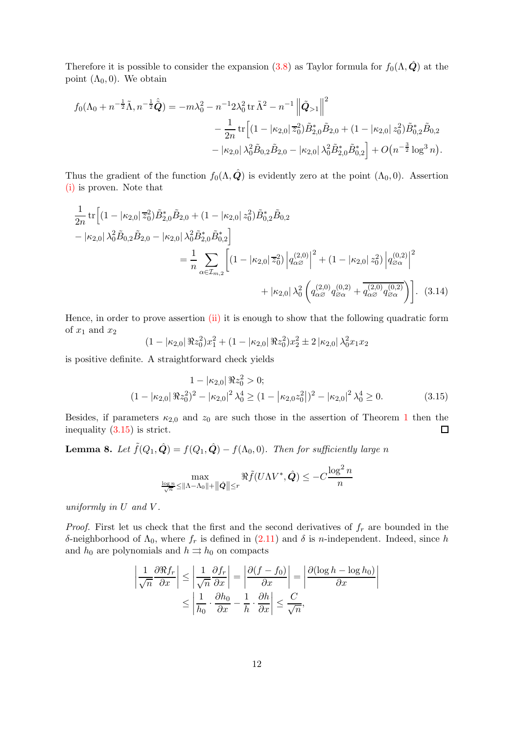Therefore it is possible to consider the expansion (3.8) as Taylor formula for $f_0(\Lambda, \hat{\boldsymbol{Q}})$ at the point $(\Lambda_0, 0)$. We obtain

$$
\begin{aligned}
f_0(\Lambda_0 + n^{-\frac{1}{2}}\tilde{\Lambda}, n^{-\frac{1}{2}}\hat{\tilde{\boldsymbol{Q}}}) = -m\lambda_0^2 - n^{-1}2\lambda_0^2 \operatorname{tr}\tilde{\Lambda}^2 - n^{-1}\left\|\tilde{\boldsymbol{Q}}_{>1}\right\|^2 \\
- \frac{1}{2n}\operatorname{tr}\Big[(1-|\kappa_{2,0}|\,\overline{z}_0^2)\tilde{B}_{2,0}^*\tilde{B}_{2,0} + (1-|\kappa_{2,0}|\,z_0^2)\tilde{B}_{0,2}^*\tilde{B}_{0,2} \\
- |\kappa_{2,0}|\,\lambda_0^2\tilde{B}_{0,2}\tilde{B}_{2,0} - |\kappa_{2,0}|\,\lambda_0^2\tilde{B}_{2,0}^*\tilde{B}_{0,2}^*\Big] + O\big(n^{-\frac{3}{2}}\log^3 n\big).
\end{aligned}
$$

Thus the gradient of the function $f_0(\Lambda, \hat{\boldsymbol{Q}})$ is evidently zero at the point $(\Lambda_0, 0)$. Assertion (i) is proven. Note that

$$
\begin{aligned}
&\frac{1}{2n}\operatorname{tr}\Big[(1-|\kappa_{2,0}|\,\overline{z}_0^2)\tilde{B}_{2,0}^*\tilde{B}_{2,0} + (1-|\kappa_{2,0}|\,z_0^2)\tilde{B}_{0,2}^*\tilde{B}_{0,2} \\
&- |\kappa_{2,0}|\,\lambda_0^2\tilde{B}_{0,2}\tilde{B}_{2,0} - |\kappa_{2,0}|\,\lambda_0^2\tilde{B}_{2,0}^*\tilde{B}_{0,2}^*\Big] \\
&\qquad = \frac{1}{n}\sum_{\alpha\in\mathcal{I}_{m,2}}\bigg[(1-|\kappa_{2,0}|\,\overline{z}_0^2)\left|q_{\alpha\varnothing}^{(2,0)}\right|^2 + (1-|\kappa_{2,0}|\,z_0^2)\left|q_{\varnothing\alpha}^{(0,2)}\right|^2 \\
&\qquad\qquad + |\kappa_{2,0}|\,\lambda_0^2\left(q_{\alpha\varnothing}^{(2,0)}q_{\varnothing\alpha}^{(0,2)} + \overline{q_{\alpha\varnothing}^{(2,0)}q_{\varnothing\alpha}^{(0,2)}}\right)\bigg]. \qquad (3.14)
\end{aligned}
$$

Hence, in order to prove assertion (ii) it is enough to show that the following quadratic form of $x_1$ and $x_2$

$$
(1-|\kappa_{2,0}|\,\Re z_0^2)x_1^2 + (1-|\kappa_{2,0}|\,\Re z_0^2)x_2^2 \pm 2\,|\kappa_{2,0}|\,\lambda_0^2 x_1x_2
$$

is positive definite. A straightforward check yields

$$
\begin{aligned}
1-|\kappa_{2,0}|\,\Re z_0^2 > 0; \\
(1-|\kappa_{2,0}|\,\Re z_0^2)^2 - |\kappa_{2,0}|^2\,\lambda_0^4 \geq (1-\left|\kappa_{2,0}z_0^2\right|)^2 - |\kappa_{2,0}|^2\,\lambda_0^4 \geq 0. \qquad (3.15)
\end{aligned}
$$

Besides, if parameters $\kappa_{2,0}$ and $z_0$ are such those in the assertion of Theorem 1 then the inequality (3.15) is strict. ☐

**Lemma 8.** *Let $\tilde{f}(Q_1, \hat{\boldsymbol{Q}}) = f(Q_1, \hat{\boldsymbol{Q}}) - f(\Lambda_0, 0)$. Then for sufficiently large $n$*

$$
\max_{\frac{\log n}{\sqrt{n}} \leq \|\Lambda-\Lambda_0\| + \|\hat{\boldsymbol{Q}}\| \leq r} \Re\tilde{f}(U\Lambda V^*, \hat{\boldsymbol{Q}}) \leq -C\frac{\log^2 n}{n}
$$

*uniformly in $U$ and $V$.*

*Proof.* First let us check that the first and the second derivatives of $f_r$ are bounded in the $\delta$-neighborhood of $\Lambda_0$, where $f_r$ is defined in (2.11) and $\delta$ is $n$-independent. Indeed, since $h$ and $h_0$ are polynomials and $h \rightrightarrows h_0$ on compacts

$$
\begin{aligned}
\left|\frac{1}{\sqrt{n}}\frac{\partial\Re f_r}{\partial x}\right| \leq \left|\frac{1}{\sqrt{n}}\frac{\partial f_r}{\partial x}\right| = \left|\frac{\partial(f-f_0)}{\partial x}\right| = \left|\frac{\partial(\log h - \log h_0)}{\partial x}\right| \\
\leq \left|\frac{1}{h_0}\cdot\frac{\partial h_0}{\partial x} - \frac{1}{h}\cdot\frac{\partial h}{\partial x}\right| \leq \frac{C}{\sqrt{n}},
\end{aligned}
$$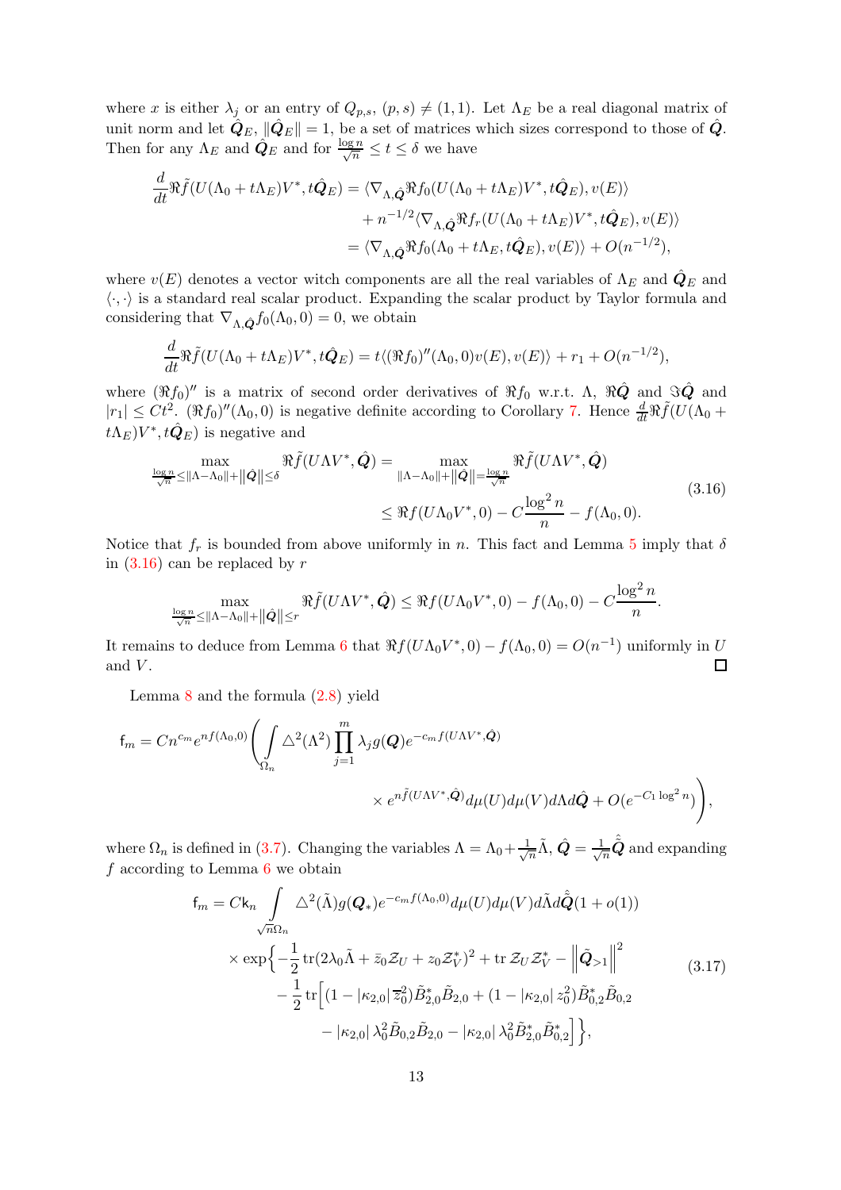where $x$ is either $\lambda_j$ or an entry of $Q_{p,s}$, $(p,s)\neq(1,1)$. Let $\Lambda_E$ be a real diagonal matrix of unit norm and let $\hat{\boldsymbol{Q}}_E$, $\|\hat{\boldsymbol{Q}}_E\|=1$, be a set of matrices which sizes correspond to those of $\hat{\boldsymbol{Q}}$. Then for any $\Lambda_E$ and $\hat{\boldsymbol{Q}}_E$ and for $\frac{\log n}{\sqrt{n}}\le t\le\delta$ we have

$$
\begin{aligned}
\frac{d}{dt}\Re\tilde{f}(U(\Lambda_0+t\Lambda_E)V^*,t\hat{\boldsymbol{Q}}_E) &= \langle\nabla_{\Lambda,\hat{\boldsymbol{Q}}}\Re f_0(U(\Lambda_0+t\Lambda_E)V^*,t\hat{\boldsymbol{Q}}_E),v(E)\rangle\\
&\quad+n^{-1/2}\langle\nabla_{\Lambda,\hat{\boldsymbol{Q}}}\Re f_r(U(\Lambda_0+t\Lambda_E)V^*,t\hat{\boldsymbol{Q}}_E),v(E)\rangle\\
&=\langle\nabla_{\Lambda,\hat{\boldsymbol{Q}}}\Re f_0(\Lambda_0+t\Lambda_E,t\hat{\boldsymbol{Q}}_E),v(E)\rangle+O(n^{-1/2}),
\end{aligned}
$$

where $v(E)$ denotes a vector witch components are all the real variables of $\Lambda_E$ and $\hat{\boldsymbol{Q}}_E$ and $\langle\cdot,\cdot\rangle$ is a standard real scalar product. Expanding the scalar product by Taylor formula and considering that $\nabla_{\Lambda,\hat{\boldsymbol{Q}}}f_0(\Lambda_0,0)=0$, we obtain

$$
\frac{d}{dt}\Re\tilde{f}(U(\Lambda_0+t\Lambda_E)V^*,t\hat{\boldsymbol{Q}}_E)=t\langle(\Re f_0)''(\Lambda_0,0)v(E),v(E)\rangle+r_1+O(n^{-1/2}),
$$

where $(\Re f_0)''$ is a matrix of second order derivatives of $\Re f_0$ w.r.t. $\Lambda$, $\Re\hat{\boldsymbol{Q}}$ and $\Im\hat{\boldsymbol{Q}}$ and $|r_1|\le Ct^2$. $(\Re f_0)''(\Lambda_0,0)$ is negative definite according to Corollary 7. Hence $\frac{d}{dt}\Re\tilde{f}(U(\Lambda_0+t\Lambda_E)V^*,t\hat{\boldsymbol{Q}}_E)$ is negative and

$$
\begin{aligned}
\max_{\frac{\log n}{\sqrt{n}}\le\|\Lambda-\Lambda_0\|+\|\hat{\boldsymbol{Q}}\|\le\delta}\Re\tilde{f}(U\Lambda V^*,\hat{\boldsymbol{Q}})&=\max_{\|\Lambda-\Lambda_0\|+\|\hat{\boldsymbol{Q}}\|=\frac{\log n}{\sqrt{n}}}\Re\tilde{f}(U\Lambda V^*,\hat{\boldsymbol{Q}})\\
&\le\Re f(U\Lambda_0V^*,0)-C\frac{\log^2 n}{n}-f(\Lambda_0,0).
\end{aligned}
\tag{3.16}
$$

Notice that $f_r$ is bounded from above uniformly in $n$. This fact and Lemma 5 imply that $\delta$ in (3.16) can be replaced by $r$

$$
\max_{\frac{\log n}{\sqrt{n}}\le\|\Lambda-\Lambda_0\|+\|\hat{\boldsymbol{Q}}\|\le r}\Re\tilde{f}(U\Lambda V^*,\hat{\boldsymbol{Q}})\le\Re f(U\Lambda_0V^*,0)-f(\Lambda_0,0)-C\frac{\log^2 n}{n}.
$$

It remains to deduce from Lemma 6 that $\Re f(U\Lambda_0V^*,0)-f(\Lambda_0,0)=O(n^{-1})$ uniformly in $U$ and $V$. $\square$

Lemma 8 and the formula (2.8) yield

$$
\begin{aligned}
\mathsf{f}_m=Cn^{c_m}e^{nf(\Lambda_0,0)}\Bigg(\int\limits_{\Omega_n}\triangle^2(\Lambda^2)\prod_{j=1}^m\lambda_j g(\boldsymbol{Q})e^{-c_mf(U\Lambda V^*,\hat{\boldsymbol{Q}})}\\
\times e^{n\tilde{f}(U\Lambda V^*,\hat{\boldsymbol{Q}})}d\mu(U)d\mu(V)d\Lambda d\hat{\boldsymbol{Q}}+O(e^{-C_1\log^2 n})\Bigg),
\end{aligned}
$$

where $\Omega_n$ is defined in (3.7). Changing the variables $\Lambda=\Lambda_0+\frac{1}{\sqrt{n}}\tilde{\Lambda}$, $\hat{\boldsymbol{Q}}=\frac{1}{\sqrt{n}}\hat{\tilde{\boldsymbol{Q}}}$ and expanding $f$ according to Lemma 6 we obtain

$$
\begin{aligned}
\mathsf{f}_m=C\mathsf{k}_n\int\limits_{\sqrt{n}\Omega_n}&\triangle^2(\tilde{\Lambda})g(\boldsymbol{Q}_*)e^{-c_mf(\Lambda_0,0)}d\mu(U)d\mu(V)d\tilde{\Lambda}d\hat{\tilde{\boldsymbol{Q}}}(1+o(1))\\
&\times\exp\Big\{-\frac{1}{2}\operatorname{tr}(2\lambda_0\tilde{\Lambda}+\bar{z}_0\mathcal{Z}_U+z_0\mathcal{Z}_V^*)^2+\operatorname{tr}\mathcal{Z}_U\mathcal{Z}_V^*-\left\|\tilde{\boldsymbol{Q}}_{>1}\right\|^2\\
&\quad-\frac{1}{2}\operatorname{tr}\Big[(1-|\kappa_{2,0}|\,\overline{z}_0^2)\tilde{B}_{2,0}^*\tilde{B}_{2,0}+(1-|\kappa_{2,0}|\,z_0^2)\tilde{B}_{0,2}^*\tilde{B}_{0,2}\\
&\quad-|\kappa_{2,0}|\,\lambda_0^2\tilde{B}_{0,2}\tilde{B}_{2,0}-|\kappa_{2,0}|\,\lambda_0^2\tilde{B}_{2,0}^*\tilde{B}_{0,2}^*\Big]\Big\},
\end{aligned}
\tag{3.17}
$$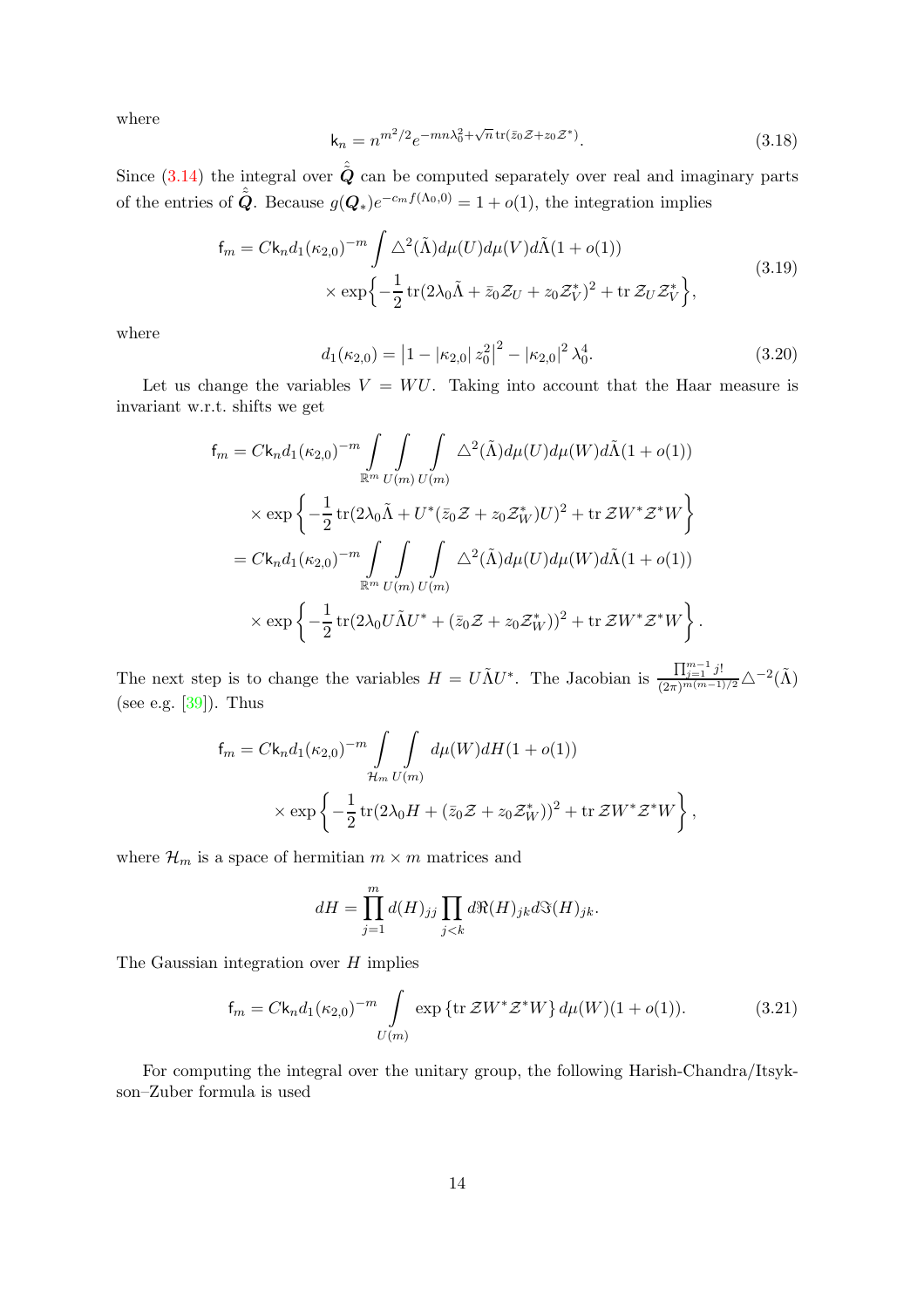where

$$\mathsf{k}_n = n^{m^2/2} e^{-mn\lambda_0^2 + \sqrt{n}\,\mathrm{tr}(\bar{z}_0 \mathcal{Z} + z_0 \mathcal{Z}^*)}. \tag{3.18}$$

Since (3.14) the integral over $\hat{\tilde{\boldsymbol{Q}}}$ can be computed separately over real and imaginary parts of the entries of $\hat{\tilde{\boldsymbol{Q}}}$. Because $g(\boldsymbol{Q}_*)e^{-c_m f(\Lambda_0,0)} = 1 + o(1)$, the integration implies

$$\begin{aligned}\mathsf{f}_m = C\mathsf{k}_n d_1(\kappa_{2,0})^{-m} \int \triangle^2(\tilde{\Lambda}) d\mu(U) d\mu(V) d\tilde{\Lambda}(1 + o(1)) \\ \times \exp\Big\{ -\frac{1}{2}\,\mathrm{tr}(2\lambda_0 \tilde{\Lambda} + \bar{z}_0 \mathcal{Z}_U + z_0 \mathcal{Z}_V^*)^2 + \mathrm{tr}\,\mathcal{Z}_U \mathcal{Z}_V^* \Big\},\end{aligned} \tag{3.19}$$

where

$$d_1(\kappa_{2,0}) = \left|1 - |\kappa_{2,0}|\, z_0^2\right|^2 - |\kappa_{2,0}|^2 \lambda_0^4. \tag{3.20}$$

Let us change the variables $V = WU$. Taking into account that the Haar measure is invariant w.r.t. shifts we get

$$\begin{aligned}\mathsf{f}_m &= C\mathsf{k}_n d_1(\kappa_{2,0})^{-m} \int\limits_{\mathbb{R}^m} \int\limits_{U(m)} \int\limits_{U(m)} \triangle^2(\tilde{\Lambda}) d\mu(U) d\mu(W) d\tilde{\Lambda}(1 + o(1)) \\ &\quad \times \exp\left\{ -\frac{1}{2}\,\mathrm{tr}(2\lambda_0 \tilde{\Lambda} + U^*(\bar{z}_0 \mathcal{Z} + z_0 \mathcal{Z}_W^*)U)^2 + \mathrm{tr}\,\mathcal{Z} W^* \mathcal{Z}^* W \right\} \\ &= C\mathsf{k}_n d_1(\kappa_{2,0})^{-m} \int\limits_{\mathbb{R}^m} \int\limits_{U(m)} \int\limits_{U(m)} \triangle^2(\tilde{\Lambda}) d\mu(U) d\mu(W) d\tilde{\Lambda}(1 + o(1)) \\ &\quad \times \exp\left\{ -\frac{1}{2}\,\mathrm{tr}(2\lambda_0 U\tilde{\Lambda}U^* + (\bar{z}_0 \mathcal{Z} + z_0 \mathcal{Z}_W^*))^2 + \mathrm{tr}\,\mathcal{Z} W^* \mathcal{Z}^* W \right\}.\end{aligned}$$

The next step is to change the variables $H = U\tilde{\Lambda}U^*$. The Jacobian is $\frac{\prod_{j=1}^{m-1} j!}{(2\pi)^{m(m-1)/2}} \triangle^{-2}(\tilde{\Lambda})$ (see e.g. [39]). Thus

$$\begin{aligned}\mathsf{f}_m = C\mathsf{k}_n d_1(\kappa_{2,0})^{-m} \int\limits_{\mathcal{H}_m} \int\limits_{U(m)} d\mu(W) dH(1 + o(1)) \\ \times \exp\left\{ -\frac{1}{2}\,\mathrm{tr}(2\lambda_0 H + (\bar{z}_0 \mathcal{Z} + z_0 \mathcal{Z}_W^*))^2 + \mathrm{tr}\,\mathcal{Z} W^* \mathcal{Z}^* W \right\},\end{aligned}$$

where $\mathcal{H}_m$ is a space of hermitian $m \times m$ matrices and

$$dH = \prod_{j=1}^{m} d(H)_{jj} \prod_{j<k} d\Re(H)_{jk} d\Im(H)_{jk}.$$

The Gaussian integration over $H$ implies

$$\mathsf{f}_m = C\mathsf{k}_n d_1(\kappa_{2,0})^{-m} \int\limits_{U(m)} \exp\left\{ \mathrm{tr}\,\mathcal{Z} W^* \mathcal{Z}^* W \right\} d\mu(W)(1 + o(1)). \tag{3.21}$$

For computing the integral over the unitary group, the following Harish-Chandra/Itsykson–Zuber formula is used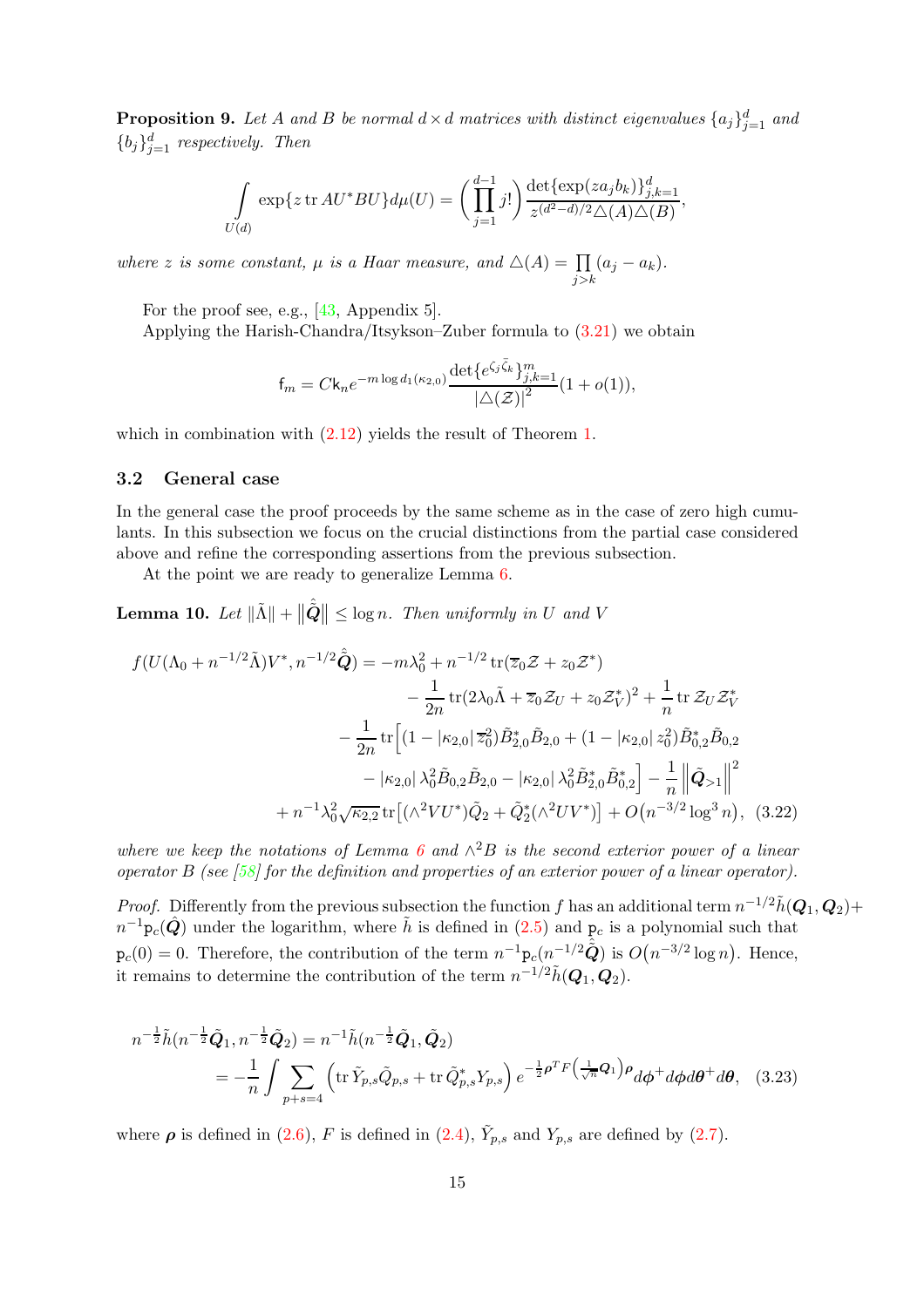**Proposition 9.** *Let $A$ and $B$ be normal $d\times d$ matrices with distinct eigenvalues $\{a_j\}_{j=1}^d$ and $\{b_j\}_{j=1}^d$ respectively. Then*

$$\int\limits_{U(d)} \exp\{z \operatorname{tr} AU^*BU\} d\mu(U) = \Big(\prod_{j=1}^{d-1} j!\Big) \frac{\det\{\exp(z a_j b_k)\}_{j,k=1}^d}{z^{(d^2-d)/2}\triangle(A)\triangle(B)},$$

*where $z$ is some constant, $\mu$ is a Haar measure, and $\triangle(A)=\prod\limits_{j>k}(a_j-a_k)$.*

For the proof see, e.g., [43, Appendix 5].

Applying the Harish-Chandra/Itsykson–Zuber formula to (3.21) we obtain

$$\mathsf{f}_m = C\mathsf{k}_n e^{-m\log d_1(\kappa_{2,0})}\frac{\det\{e^{\zeta_j\bar{\zeta}_k}\}_{j,k=1}^m}{|\triangle(\mathcal{Z})|^2}(1+o(1)),$$

which in combination with (2.12) yields the result of Theorem 1.

### 3.2 General case

In the general case the proof proceeds by the same scheme as in the case of zero high cumulants. In this subsection we focus on the crucial distinctions from the partial case considered above and refine the corresponding assertions from the previous subsection.

At the point we are ready to generalize Lemma 6.

**Lemma 10.** *Let $\|\tilde{\Lambda}\| + \big\|\hat{\tilde{\boldsymbol{Q}}}\big\| \le \log n$. Then uniformly in $U$ and $V$*

$$\begin{aligned}
f(U(\Lambda_0+n^{-1/2}\tilde{\Lambda})V^*, n^{-1/2}\hat{\tilde{\boldsymbol{Q}}}) = -m\lambda_0^2 &+ n^{-1/2}\operatorname{tr}(\overline{z}_0\mathcal{Z}+z_0\mathcal{Z}^*)\\
&- \frac{1}{2n}\operatorname{tr}(2\lambda_0\tilde{\Lambda}+\overline{z}_0\mathcal{Z}_U+z_0\mathcal{Z}_V^*)^2+\frac{1}{n}\operatorname{tr}\mathcal{Z}_U\mathcal{Z}_V^*\\
- \frac{1}{2n}\operatorname{tr}\Big[(1-|\kappa_{2,0}|\,\overline{z}_0^2)&\tilde{B}_{2,0}^*\tilde{B}_{2,0}+(1-|\kappa_{2,0}|\,z_0^2)\tilde{B}_{0,2}^*\tilde{B}_{0,2}\\
&- |\kappa_{2,0}|\,\lambda_0^2\tilde{B}_{0,2}\tilde{B}_{2,0}-|\kappa_{2,0}|\,\lambda_0^2\tilde{B}_{2,0}^*\tilde{B}_{0,2}^*\Big]-\frac{1}{n}\Big\|\tilde{\boldsymbol{Q}}_{>1}\Big\|^2\\
+n^{-1}\lambda_0^2\sqrt{\kappa_{2,2}}\operatorname{tr}\big[(\wedge^2VU^*)&\tilde{Q}_2+\tilde{Q}_2^*(\wedge^2UV^*)\big]+O\big(n^{-3/2}\log^3 n\big), \quad (3.22)
\end{aligned}$$

*where we keep the notations of Lemma 6 and $\wedge^2B$ is the second exterior power of a linear operator $B$ (see [58] for the definition and properties of an exterior power of a linear operator).*

*Proof.* Differently from the previous subsection the function $f$ has an additional term $n^{-1/2}\tilde{h}(\boldsymbol{Q}_1,\boldsymbol{Q}_2)+n^{-1}\mathtt{p}_c(\hat{\boldsymbol{Q}})$ under the logarithm, where $\tilde{h}$ is defined in (2.5) and $\mathtt{p}_c$ is a polynomial such that $\mathtt{p}_c(0)=0$. Therefore, the contribution of the term $n^{-1}\mathtt{p}_c(n^{-1/2}\hat{\tilde{\boldsymbol{Q}}})$ is $O\big(n^{-3/2}\log n\big)$. Hence, it remains to determine the contribution of the term $n^{-1/2}\tilde{h}(\boldsymbol{Q}_1,\boldsymbol{Q}_2)$.

$$\begin{aligned}
n^{-\frac{1}{2}}\tilde{h}(n^{-\frac{1}{2}}\tilde{\boldsymbol{Q}}_1, n^{-\frac{1}{2}}\tilde{\boldsymbol{Q}}_2) &= n^{-1}\tilde{h}(n^{-\frac{1}{2}}\tilde{\boldsymbol{Q}}_1,\tilde{\boldsymbol{Q}}_2)\\
&= -\frac{1}{n}\int\sum_{p+s=4}\Big(\operatorname{tr}\tilde{Y}_{p,s}\tilde{Q}_{p,s}+\operatorname{tr}\tilde{Q}_{p,s}^*Y_{p,s}\Big)\,e^{-\frac{1}{2}\boldsymbol{\rho}^TF\left(\frac{1}{\sqrt{n}}\boldsymbol{Q}_1\right)\boldsymbol{\rho}}d\boldsymbol{\phi}^+d\boldsymbol{\phi}d\boldsymbol{\theta}^+d\boldsymbol{\theta}, \quad (3.23)
\end{aligned}$$

where $\boldsymbol{\rho}$ is defined in (2.6), $F$ is defined in (2.4), $\tilde{Y}_{p,s}$ and $Y_{p,s}$ are defined by (2.7).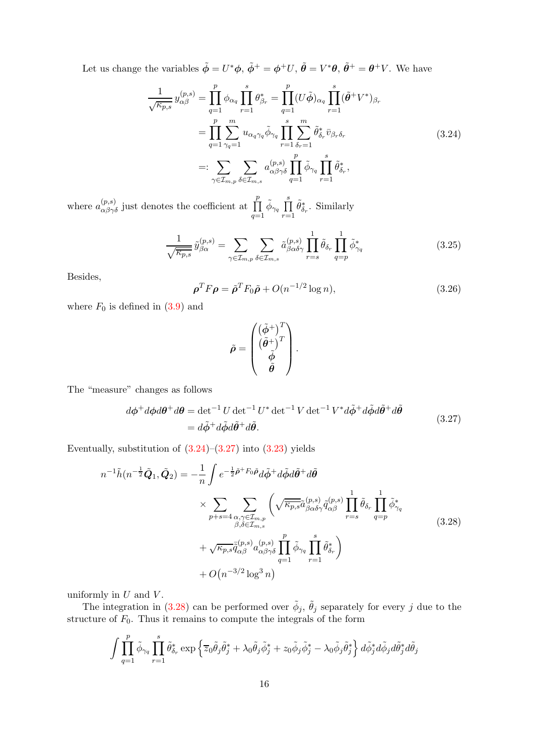Let us change the variables $\tilde{\boldsymbol{\phi}} = U^*\boldsymbol{\phi}$, $\tilde{\boldsymbol{\phi}}^+ = \boldsymbol{\phi}^+ U$, $\tilde{\boldsymbol{\theta}} = V^*\boldsymbol{\theta}$, $\tilde{\boldsymbol{\theta}}^+ = \boldsymbol{\theta}^+ V$. We have

$$
\begin{aligned}
\frac{1}{\sqrt{\kappa_{p,s}}}\, y^{(p,s)}_{\alpha\beta} &= \prod_{q=1}^{p} \phi_{\alpha_q} \prod_{r=1}^{s} \theta^*_{\beta_r} = \prod_{q=1}^{p} (U\tilde{\boldsymbol{\phi}})_{\alpha_q} \prod_{r=1}^{s} (\tilde{\boldsymbol{\theta}}^+ V^*)_{\beta_r} \\
&= \prod_{q=1}^{p} \sum_{\gamma_q=1}^{m} u_{\alpha_q\gamma_q} \tilde{\phi}_{\gamma_q} \prod_{r=1}^{s} \sum_{\delta_r=1}^{m} \tilde{\theta}^*_{\delta_r} \bar{v}_{\beta_r\delta_r} \\
&=: \sum_{\gamma\in\mathcal{I}_{m,p}} \sum_{\delta\in\mathcal{I}_{m,s}} a^{(p,s)}_{\alpha\beta\gamma\delta} \prod_{q=1}^{p} \tilde{\phi}_{\gamma_q} \prod_{r=1}^{s} \tilde{\theta}^*_{\delta_r},
\end{aligned}
\tag{3.24}
$$

where $a^{(p,s)}_{\alpha\beta\gamma\delta}$ just denotes the coefficient at $\prod\limits_{q=1}^{p} \tilde{\phi}_{\gamma_q} \prod\limits_{r=1}^{s} \tilde{\theta}^*_{\delta_r}$. Similarly

$$
\frac{1}{\sqrt{\overline{\kappa_{p,s}}}}\, \tilde{y}^{(p,s)}_{\beta\alpha} = \sum_{\gamma\in\mathcal{I}_{m,p}} \sum_{\delta\in\mathcal{I}_{m,s}} \tilde{a}^{(p,s)}_{\beta\alpha\delta\gamma} \prod_{r=s}^{1} \tilde{\theta}_{\delta_r} \prod_{q=p}^{1} \tilde{\phi}^*_{\gamma_q}
\tag{3.25}
$$

Besides,

$$
\boldsymbol{\rho}^T F \boldsymbol{\rho} = \tilde{\boldsymbol{\rho}}^T F_0 \tilde{\boldsymbol{\rho}} + O(n^{-1/2}\log n),
\tag{3.26}
$$

where $F_0$ is defined in (3.9) and

$$
\tilde{\boldsymbol{\rho}} = \begin{pmatrix} (\tilde{\boldsymbol{\phi}}^+)^T \\ (\tilde{\boldsymbol{\theta}}^+)^T \\ \tilde{\boldsymbol{\phi}} \\ \tilde{\boldsymbol{\theta}} \end{pmatrix}.
$$

The "measure" changes as follows

$$
\begin{aligned}
d\boldsymbol{\phi}^+ d\boldsymbol{\phi} d\boldsymbol{\theta}^+ d\boldsymbol{\theta} &= \det{}^{-1} U \det{}^{-1} U^* \det{}^{-1} V \det{}^{-1} V^* d\tilde{\boldsymbol{\phi}}^+ d\tilde{\boldsymbol{\phi}} d\tilde{\boldsymbol{\theta}}^+ d\tilde{\boldsymbol{\theta}} \\
&= d\tilde{\boldsymbol{\phi}}^+ d\tilde{\boldsymbol{\phi}} d\tilde{\boldsymbol{\theta}}^+ d\tilde{\boldsymbol{\theta}}.
\end{aligned}
\tag{3.27}
$$

Eventually, substitution of (3.24)–(3.27) into (3.23) yields

$$
\begin{aligned}
n^{-1}\tilde{h}(n^{-\frac{1}{2}}\tilde{\boldsymbol{Q}}_1, \tilde{\boldsymbol{Q}}_2) = -\frac{1}{n} \int & e^{-\frac{1}{2}\tilde{\boldsymbol{\rho}}^+ F_0 \tilde{\boldsymbol{\rho}}} d\tilde{\boldsymbol{\phi}}^+ d\tilde{\boldsymbol{\phi}} d\tilde{\boldsymbol{\theta}}^+ d\tilde{\boldsymbol{\theta}} \\
& \times \sum_{p+s=4} \sum_{\substack{\alpha,\gamma\in\mathcal{I}_{m,p} \\ \beta,\delta\in\mathcal{I}_{m,s}}} \Bigg( \sqrt{\overline{\kappa_{p,s}}}\, \tilde{a}^{(p,s)}_{\beta\alpha\delta\gamma} \tilde{q}^{(p,s)}_{\alpha\beta} \prod_{r=s}^{1} \tilde{\theta}_{\delta_r} \prod_{q=p}^{1} \tilde{\phi}^*_{\gamma_q} \\
& + \sqrt{\kappa_{p,s}}\, \bar{\tilde{q}}^{(p,s)}_{\alpha\beta} a^{(p,s)}_{\alpha\beta\gamma\delta} \prod_{q=1}^{p} \tilde{\phi}_{\gamma_q} \prod_{r=1}^{s} \tilde{\theta}^*_{\delta_r} \Bigg) \\
& + O\big(n^{-3/2}\log^3 n\big)
\end{aligned}
\tag{3.28}
$$

uniformly in $U$ and $V$.

The integration in (3.28) can be performed over $\tilde{\phi}_j$, $\tilde{\theta}_j$ separately for every $j$ due to the structure of $F_0$. Thus it remains to compute the integrals of the form

$$
\int \prod_{q=1}^{p} \tilde{\phi}_{\gamma_q} \prod_{r=1}^{s} \tilde{\theta}^*_{\delta_r} \exp\Big\{ \overline{z}_0 \tilde{\theta}_j \tilde{\theta}^*_j + \lambda_0 \tilde{\theta}_j \tilde{\phi}^*_j + z_0 \tilde{\phi}_j \tilde{\phi}^*_j - \lambda_0 \tilde{\phi}_j \tilde{\theta}^*_j \Big\}\, d\tilde{\phi}^*_j d\tilde{\phi}_j d\tilde{\theta}^*_j d\tilde{\theta}_j
$$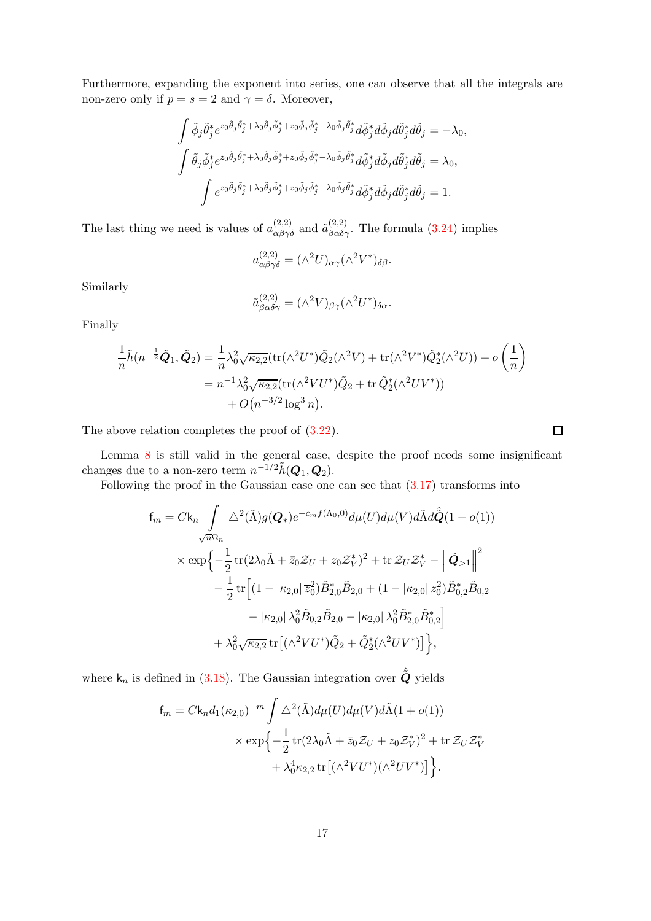Furthermore, expanding the exponent into series, one can observe that all the integrals are non-zero only if $p = s = 2$ and $\gamma = \delta$. Moreover,

$$\int \tilde{\phi}_j \tilde{\theta}_j^* e^{z_0 \tilde{\theta}_j \tilde{\theta}_j^* + \lambda_0 \tilde{\theta}_j \tilde{\phi}_j^* + z_0 \tilde{\phi}_j \tilde{\phi}_j^* - \lambda_0 \tilde{\phi}_j \tilde{\theta}_j^*} d\tilde{\phi}_j^* d\tilde{\phi}_j d\tilde{\theta}_j^* d\tilde{\theta}_j = -\lambda_0,$$

$$\int \tilde{\theta}_j \tilde{\phi}_j^* e^{z_0 \tilde{\theta}_j \tilde{\theta}_j^* + \lambda_0 \tilde{\theta}_j \tilde{\phi}_j^* + z_0 \tilde{\phi}_j \tilde{\phi}_j^* - \lambda_0 \tilde{\phi}_j \tilde{\theta}_j^*} d\tilde{\phi}_j^* d\tilde{\phi}_j d\tilde{\theta}_j^* d\tilde{\theta}_j = \lambda_0,$$

$$\int e^{z_0 \tilde{\theta}_j \tilde{\theta}_j^* + \lambda_0 \tilde{\theta}_j \tilde{\phi}_j^* + z_0 \tilde{\phi}_j \tilde{\phi}_j^* - \lambda_0 \tilde{\phi}_j \tilde{\theta}_j^*} d\tilde{\phi}_j^* d\tilde{\phi}_j d\tilde{\theta}_j^* d\tilde{\theta}_j = 1.$$

The last thing we need is values of $a^{(2,2)}_{\alpha\beta\gamma\delta}$ and $\tilde{a}^{(2,2)}_{\beta\alpha\delta\gamma}$. The formula (3.24) implies

$$a^{(2,2)}_{\alpha\beta\gamma\delta} = (\wedge^2 U)_{\alpha\gamma} (\wedge^2 V^*)_{\delta\beta}.$$

Similarly

$$\tilde{a}^{(2,2)}_{\beta\alpha\delta\gamma} = (\wedge^2 V)_{\beta\gamma} (\wedge^2 U^*)_{\delta\alpha}.$$

Finally

$$\begin{aligned}
\frac{1}{n}\tilde{h}(n^{-\frac{1}{2}}\tilde{\boldsymbol{Q}}_1, \tilde{\boldsymbol{Q}}_2) &= \frac{1}{n}\lambda_0^2 \sqrt{\kappa_{2,2}} (\operatorname{tr}(\wedge^2 U^*)\tilde{Q}_2(\wedge^2 V) + \operatorname{tr}(\wedge^2 V^*)\tilde{Q}_2^*(\wedge^2 U)) + o\left(\frac{1}{n}\right) \\
&= n^{-1}\lambda_0^2 \sqrt{\kappa_{2,2}} (\operatorname{tr}(\wedge^2 V U^*)\tilde{Q}_2 + \operatorname{tr}\tilde{Q}_2^*(\wedge^2 U V^*)) \\
&\quad + O\big(n^{-3/2}\log^3 n\big).
\end{aligned}$$

The above relation completes the proof of (3.22). $\square$

Lemma 8 is still valid in the general case, despite the proof needs some insignificant changes due to a non-zero term $n^{-1/2}\tilde{h}(\boldsymbol{Q}_1, \boldsymbol{Q}_2)$.

Following the proof in the Gaussian case one can see that (3.17) transforms into

$$\begin{aligned}
\mathsf{f}_m = C\mathsf{k}_n \int\limits_{\sqrt{n}\Omega_n} & \triangle^2(\tilde{\Lambda}) g(\boldsymbol{Q}_*) e^{-c_m f(\Lambda_0, 0)} d\mu(U) d\mu(V) d\tilde{\Lambda} d\hat{\tilde{\boldsymbol{Q}}} (1 + o(1)) \\
\times \exp\Big\{ & -\frac{1}{2}\operatorname{tr}(2\lambda_0\tilde{\Lambda} + \bar{z}_0 \mathcal{Z}_U + z_0 \mathcal{Z}_V^*)^2 + \operatorname{tr}\mathcal{Z}_U \mathcal{Z}_V^* - \left\|\tilde{\boldsymbol{Q}}_{>1}\right\|^2 \\
& - \frac{1}{2}\operatorname{tr}\Big[(1 - |\kappa_{2,0}|\,\overline{z}_0^2)\tilde{B}_{2,0}^*\tilde{B}_{2,0} + (1 - |\kappa_{2,0}|\,z_0^2)\tilde{B}_{0,2}^*\tilde{B}_{0,2} \\
& \qquad - |\kappa_{2,0}|\,\lambda_0^2 \tilde{B}_{0,2}\tilde{B}_{2,0} - |\kappa_{2,0}|\,\lambda_0^2 \tilde{B}_{2,0}^*\tilde{B}_{0,2}^*\Big] \\
& + \lambda_0^2\sqrt{\kappa_{2,2}}\operatorname{tr}\big[(\wedge^2 V U^*)\tilde{Q}_2 + \tilde{Q}_2^*(\wedge^2 U V^*)\big]\Big\},
\end{aligned}$$

where $\mathsf{k}_n$ is defined in (3.18). The Gaussian integration over $\hat{\tilde{\boldsymbol{Q}}}$ yields

$$\begin{aligned}
\mathsf{f}_m = C\mathsf{k}_n d_1(\kappa_{2,0})^{-m} \int & \triangle^2(\tilde{\Lambda}) d\mu(U) d\mu(V) d\tilde{\Lambda} (1 + o(1)) \\
& \times \exp\Big\{ -\frac{1}{2}\operatorname{tr}(2\lambda_0\tilde{\Lambda} + \bar{z}_0\mathcal{Z}_U + z_0\mathcal{Z}_V^*)^2 + \operatorname{tr}\mathcal{Z}_U\mathcal{Z}_V^* \\
& \qquad + \lambda_0^4 \kappa_{2,2}\operatorname{tr}\big[(\wedge^2 V U^*)(\wedge^2 U V^*)\big]\Big\}.
\end{aligned}$$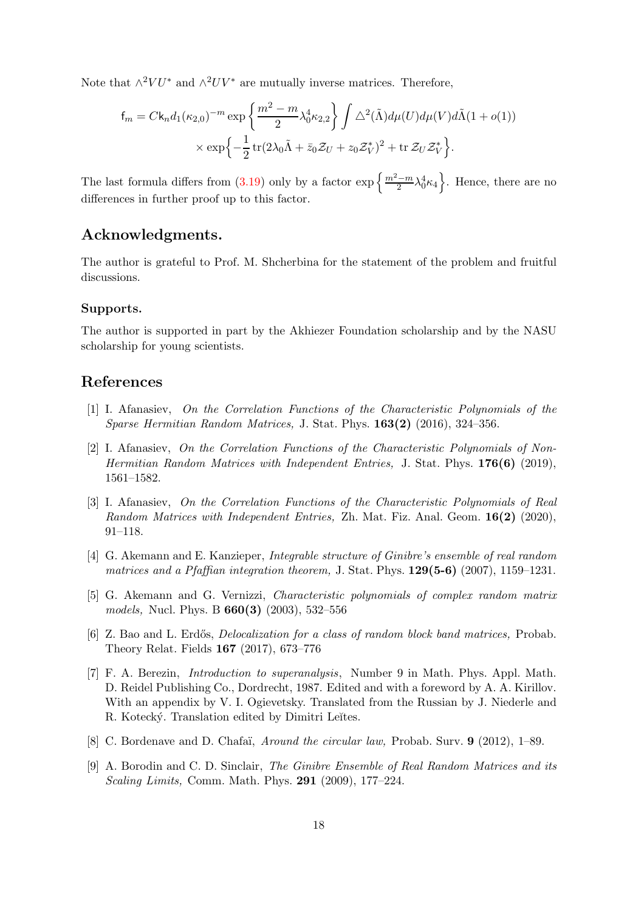Note that $\wedge^2 VU^*$ and $\wedge^2 UV^*$ are mutually inverse matrices. Therefore,

$$\mathsf{f}_m = C\mathsf{k}_n d_1(\kappa_{2,0})^{-m} \exp\left\{\frac{m^2-m}{2}\lambda_0^4\kappa_{2,2}\right\}\int \triangle^2(\tilde{\Lambda})d\mu(U)d\mu(V)d\tilde{\Lambda}(1+o(1))$$
$$\times \exp\Big\{-\frac{1}{2}\operatorname{tr}(2\lambda_0\tilde{\Lambda}+\bar{z}_0\mathcal{Z}_U+z_0\mathcal{Z}_V^*)^2+\operatorname{tr}\mathcal{Z}_U\mathcal{Z}_V^*\Big\}.$$

The last formula differs from (3.19) only by a factor $\exp\left\{\frac{m^2-m}{2}\lambda_0^4\kappa_4\right\}$. Hence, there are no differences in further proof up to this factor.

## Acknowledgments.

The author is grateful to Prof. M. Shcherbina for the statement of the problem and fruitful discussions.

### Supports.

The author is supported in part by the Akhiezer Foundation scholarship and by the NASU scholarship for young scientists.

## References

[1] I. Afanasiev, *On the Correlation Functions of the Characteristic Polynomials of the Sparse Hermitian Random Matrices,* J. Stat. Phys. **163(2)** (2016), 324–356.

[2] I. Afanasiev, *On the Correlation Functions of the Characteristic Polynomials of Non-Hermitian Random Matrices with Independent Entries,* J. Stat. Phys. **176(6)** (2019), 1561–1582.

[3] I. Afanasiev, *On the Correlation Functions of the Characteristic Polynomials of Real Random Matrices with Independent Entries,* Zh. Mat. Fiz. Anal. Geom. **16(2)** (2020), 91–118.

[4] G. Akemann and E. Kanzieper, *Integrable structure of Ginibre's ensemble of real random matrices and a Pfaffian integration theorem,* J. Stat. Phys. **129(5-6)** (2007), 1159–1231.

[5] G. Akemann and G. Vernizzi, *Characteristic polynomials of complex random matrix models,* Nucl. Phys. B **660(3)** (2003), 532–556

[6] Z. Bao and L. Erdős, *Delocalization for a class of random block band matrices,* Probab. Theory Relat. Fields **167** (2017), 673–776

[7] F. A. Berezin, *Introduction to superanalysis*, Number 9 in Math. Phys. Appl. Math. D. Reidel Publishing Co., Dordrecht, 1987. Edited and with a foreword by A. A. Kirillov. With an appendix by V. I. Ogievetsky. Translated from the Russian by J. Niederle and R. Kotecký. Translation edited by Dimitri Leĭtes.

[8] C. Bordenave and D. Chafaï, *Around the circular law,* Probab. Surv. **9** (2012), 1–89.

[9] A. Borodin and C. D. Sinclair, *The Ginibre Ensemble of Real Random Matrices and its Scaling Limits,* Comm. Math. Phys. **291** (2009), 177–224.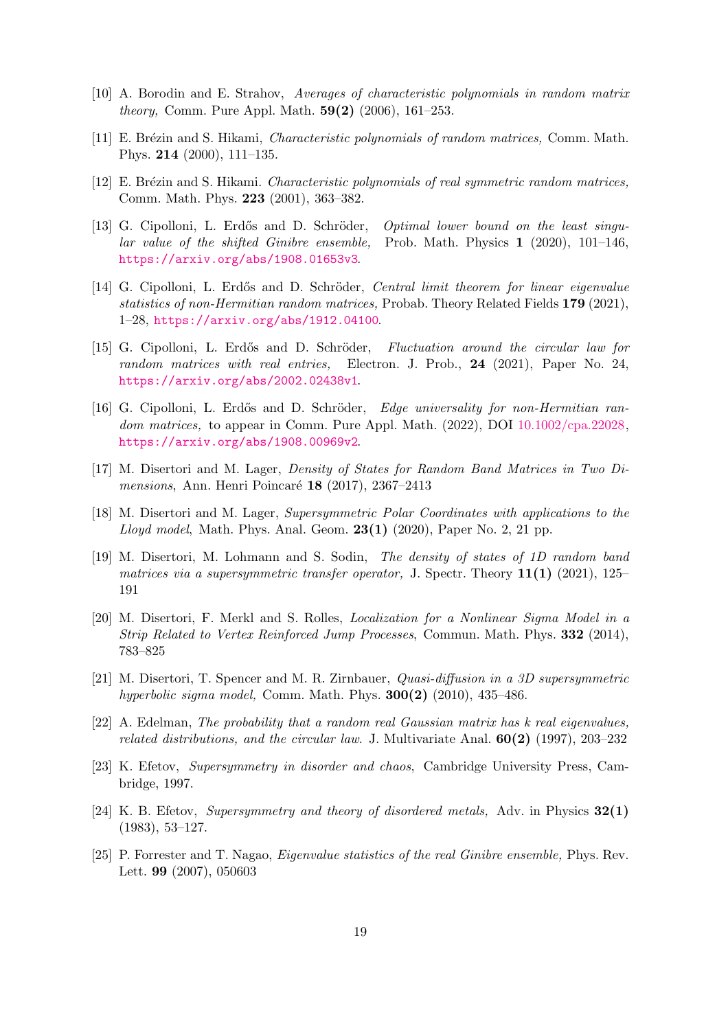[10] A. Borodin and E. Strahov, *Averages of characteristic polynomials in random matrix theory,* Comm. Pure Appl. Math. **59(2)** (2006), 161–253.

[11] E. Brézin and S. Hikami, *Characteristic polynomials of random matrices,* Comm. Math. Phys. **214** (2000), 111–135.

[12] E. Brézin and S. Hikami. *Characteristic polynomials of real symmetric random matrices,* Comm. Math. Phys. **223** (2001), 363–382.

[13] G. Cipolloni, L. Erdős and D. Schröder, *Optimal lower bound on the least singular value of the shifted Ginibre ensemble,* Prob. Math. Physics **1** (2020), 101–146, https://arxiv.org/abs/1908.01653v3.

[14] G. Cipolloni, L. Erdős and D. Schröder, *Central limit theorem for linear eigenvalue statistics of non-Hermitian random matrices,* Probab. Theory Related Fields **179** (2021), 1–28, https://arxiv.org/abs/1912.04100.

[15] G. Cipolloni, L. Erdős and D. Schröder, *Fluctuation around the circular law for random matrices with real entries,* Electron. J. Prob., **24** (2021), Paper No. 24, https://arxiv.org/abs/2002.02438v1.

[16] G. Cipolloni, L. Erdős and D. Schröder, *Edge universality for non-Hermitian random matrices,* to appear in Comm. Pure Appl. Math. (2022), DOI 10.1002/cpa.22028, https://arxiv.org/abs/1908.00969v2.

[17] M. Disertori and M. Lager, *Density of States for Random Band Matrices in Two Dimensions*, Ann. Henri Poincaré **18** (2017), 2367–2413

[18] M. Disertori and M. Lager, *Supersymmetric Polar Coordinates with applications to the Lloyd model*, Math. Phys. Anal. Geom. **23(1)** (2020), Paper No. 2, 21 pp.

[19] M. Disertori, M. Lohmann and S. Sodin, *The density of states of 1D random band matrices via a supersymmetric transfer operator,* J. Spectr. Theory **11(1)** (2021), 125–191

[20] M. Disertori, F. Merkl and S. Rolles, *Localization for a Nonlinear Sigma Model in a Strip Related to Vertex Reinforced Jump Processes*, Commun. Math. Phys. **332** (2014), 783–825

[21] M. Disertori, T. Spencer and M. R. Zirnbauer, *Quasi-diffusion in a 3D supersymmetric hyperbolic sigma model,* Comm. Math. Phys. **300(2)** (2010), 435–486.

[22] A. Edelman, *The probability that a random real Gaussian matrix has k real eigenvalues, related distributions, and the circular law*. J. Multivariate Anal. **60(2)** (1997), 203–232

[23] K. Efetov, *Supersymmetry in disorder and chaos*, Cambridge University Press, Cambridge, 1997.

[24] K. B. Efetov, *Supersymmetry and theory of disordered metals,* Adv. in Physics **32(1)** (1983), 53–127.

[25] P. Forrester and T. Nagao, *Eigenvalue statistics of the real Ginibre ensemble,* Phys. Rev. Lett. **99** (2007), 050603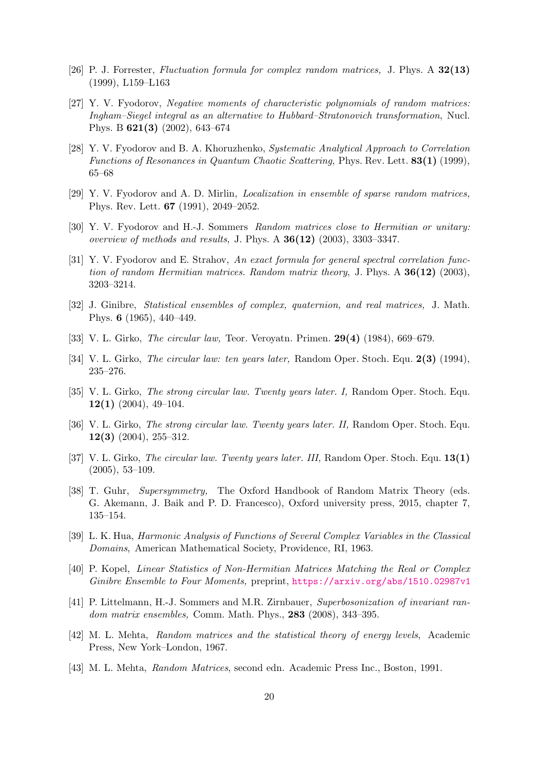[26] P. J. Forrester, *Fluctuation formula for complex random matrices,* J. Phys. A **32(13)** (1999), L159–L163

[27] Y. V. Fyodorov, *Negative moments of characteristic polynomials of random matrices: Ingham–Siegel integral as an alternative to Hubbard–Stratonovich transformation*, Nucl. Phys. B **621(3)** (2002), 643–674

[28] Y. V. Fyodorov and B. A. Khoruzhenko, *Systematic Analytical Approach to Correlation Functions of Resonances in Quantum Chaotic Scattering*, Phys. Rev. Lett. **83(1)** (1999), 65–68

[29] Y. V. Fyodorov and A. D. Mirlin, *Localization in ensemble of sparse random matrices,* Phys. Rev. Lett. **67** (1991), 2049–2052.

[30] Y. V. Fyodorov and H.-J. Sommers *Random matrices close to Hermitian or unitary: overview of methods and results*, J. Phys. A **36(12)** (2003), 3303–3347.

[31] Y. V. Fyodorov and E. Strahov, *An exact formula for general spectral correlation function of random Hermitian matrices. Random matrix theory*, J. Phys. A **36(12)** (2003), 3203–3214.

[32] J. Ginibre, *Statistical ensembles of complex, quaternion, and real matrices,* J. Math. Phys. **6** (1965), 440–449.

[33] V. L. Girko, *The circular law,* Teor. Veroyatn. Primen. **29(4)** (1984), 669–679.

[34] V. L. Girko, *The circular law: ten years later,* Random Oper. Stoch. Equ. **2(3)** (1994), 235–276.

[35] V. L. Girko, *The strong circular law. Twenty years later. I,* Random Oper. Stoch. Equ. **12(1)** (2004), 49–104.

[36] V. L. Girko, *The strong circular law. Twenty years later. II,* Random Oper. Stoch. Equ. **12(3)** (2004), 255–312.

[37] V. L. Girko, *The circular law. Twenty years later. III,* Random Oper. Stoch. Equ. **13(1)** (2005), 53–109.

[38] T. Guhr, *Supersymmetry,* The Oxford Handbook of Random Matrix Theory (eds. G. Akemann, J. Baik and P. D. Francesco), Oxford university press, 2015, chapter 7, 135–154.

[39] L. K. Hua, *Harmonic Analysis of Functions of Several Complex Variables in the Classical Domains*, American Mathematical Society, Providence, RI, 1963.

[40] P. Kopel, *Linear Statistics of Non-Hermitian Matrices Matching the Real or Complex Ginibre Ensemble to Four Moments,* preprint, https://arxiv.org/abs/1510.02987v1

[41] P. Littelmann, H.-J. Sommers and M.R. Zirnbauer, *Superbosonization of invariant random matrix ensembles,* Comm. Math. Phys., **283** (2008), 343–395.

[42] M. L. Mehta, *Random matrices and the statistical theory of energy levels*, Academic Press, New York–London, 1967.

[43] M. L. Mehta, *Random Matrices*, second edn. Academic Press Inc., Boston, 1991.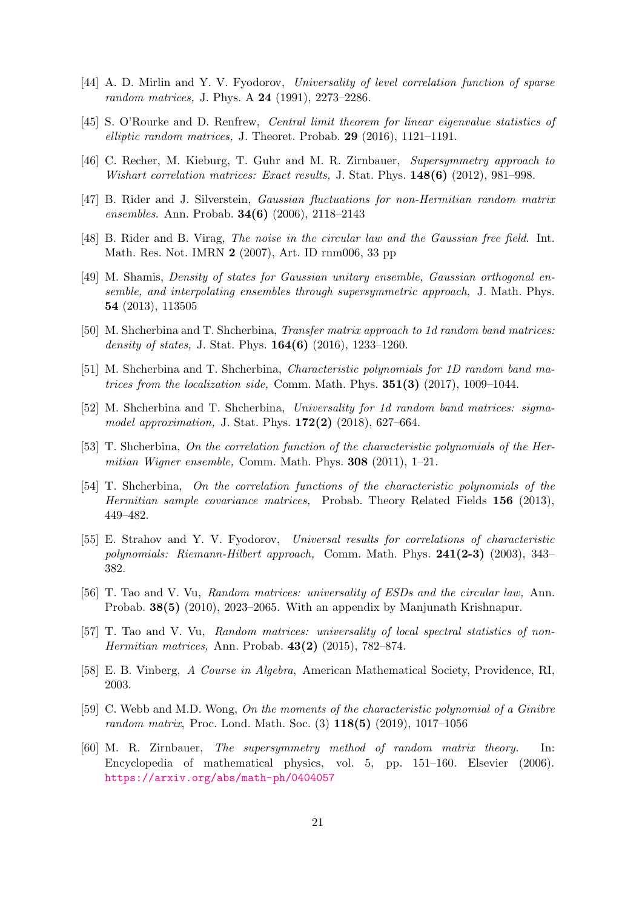[44] A. D. Mirlin and Y. V. Fyodorov, *Universality of level correlation function of sparse random matrices,* J. Phys. A **24** (1991), 2273–2286.

[45] S. O'Rourke and D. Renfrew, *Central limit theorem for linear eigenvalue statistics of elliptic random matrices,* J. Theoret. Probab. **29** (2016), 1121–1191.

[46] C. Recher, M. Kieburg, T. Guhr and M. R. Zirnbauer, *Supersymmetry approach to Wishart correlation matrices: Exact results,* J. Stat. Phys. **148(6)** (2012), 981–998.

[47] B. Rider and J. Silverstein, *Gaussian fluctuations for non-Hermitian random matrix ensembles*. Ann. Probab. **34(6)** (2006), 2118–2143

[48] B. Rider and B. Virag, *The noise in the circular law and the Gaussian free field*. Int. Math. Res. Not. IMRN **2** (2007), Art. ID rnm006, 33 pp

[49] M. Shamis, *Density of states for Gaussian unitary ensemble, Gaussian orthogonal ensemble, and interpolating ensembles through supersymmetric approach*, J. Math. Phys. **54** (2013), 113505

[50] M. Shcherbina and T. Shcherbina, *Transfer matrix approach to 1d random band matrices: density of states,* J. Stat. Phys. **164(6)** (2016), 1233–1260.

[51] M. Shcherbina and T. Shcherbina, *Characteristic polynomials for 1D random band matrices from the localization side,* Comm. Math. Phys. **351(3)** (2017), 1009–1044.

[52] M. Shcherbina and T. Shcherbina, *Universality for 1d random band matrices: sigma-model approximation,* J. Stat. Phys. **172(2)** (2018), 627–664.

[53] T. Shcherbina, *On the correlation function of the characteristic polynomials of the Hermitian Wigner ensemble,* Comm. Math. Phys. **308** (2011), 1–21.

[54] T. Shcherbina, *On the correlation functions of the characteristic polynomials of the Hermitian sample covariance matrices,* Probab. Theory Related Fields **156** (2013), 449–482.

[55] E. Strahov and Y. V. Fyodorov, *Universal results for correlations of characteristic polynomials: Riemann-Hilbert approach,* Comm. Math. Phys. **241(2-3)** (2003), 343–382.

[56] T. Tao and V. Vu, *Random matrices: universality of ESDs and the circular law,* Ann. Probab. **38(5)** (2010), 2023–2065. With an appendix by Manjunath Krishnapur.

[57] T. Tao and V. Vu, *Random matrices: universality of local spectral statistics of non-Hermitian matrices,* Ann. Probab. **43(2)** (2015), 782–874.

[58] E. B. Vinberg, *A Course in Algebra*, American Mathematical Society, Providence, RI, 2003.

[59] C. Webb and M.D. Wong, *On the moments of the characteristic polynomial of a Ginibre random matrix*, Proc. Lond. Math. Soc. (3) **118(5)** (2019), 1017–1056

[60] M. R. Zirnbauer, *The supersymmetry method of random matrix theory.* In: Encyclopedia of mathematical physics, vol. 5, pp. 151–160. Elsevier (2006). https://arxiv.org/abs/math-ph/0404057